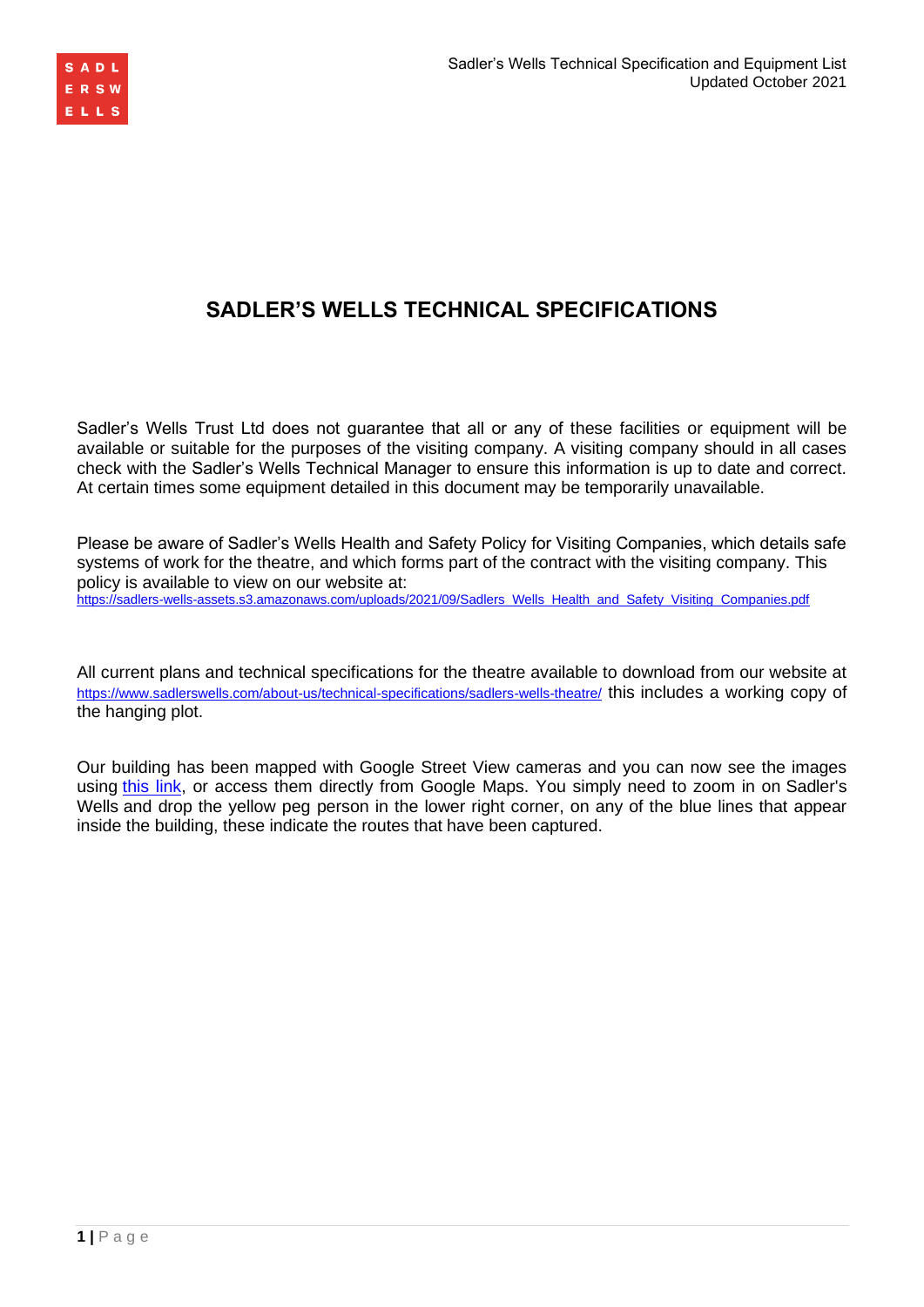# SADLER'S WELLS TECHNICAL SPECIFICATIONS

Sadler's Wells Trust Ltd does not guarantee that all or any of these facilities or equipment will be available or suitable for the purposes of the visiting company. A visiting company should in all cases check with the Sadler's Wells Technical Manager to ensure this information is up to date and correct. At certain times some equipment detailed in this document may be temporarily unavailable.

Please be aware of Sadler's Wells Health and Safety Policy for Visiting Companies, which details safe systems of work for the theatre, and which forms part of the contract with the visiting company. This policy is available to view on our website at:
[https://sadlers-wells-assets.s3.amazonaws.com/uploads/2021/09/Sadlers_Wells_Health_and_Safety_Visiting_Companies.pdf](https://sadlers-wells-assets.s3.amazonaws.com/uploads/2021/09/Sadlers_Wells_Health_and_Safety_Visiting_Companies.pdf)

All current plans and technical specifications for the theatre available to download from our website at [https://www.sadlerswells.com/about-us/technical-specifications/sadlers-wells-theatre/](https://www.sadlerswells.com/about-us/technical-specifications/sadlers-wells-theatre/) this includes a working copy of the hanging plot.

Our building has been mapped with Google Street View cameras and you can now see the images using this link, or access them directly from Google Maps. You simply need to zoom in on Sadler's Wells and drop the yellow peg person in the lower right corner, on any of the blue lines that appear inside the building, these indicate the routes that have been captured.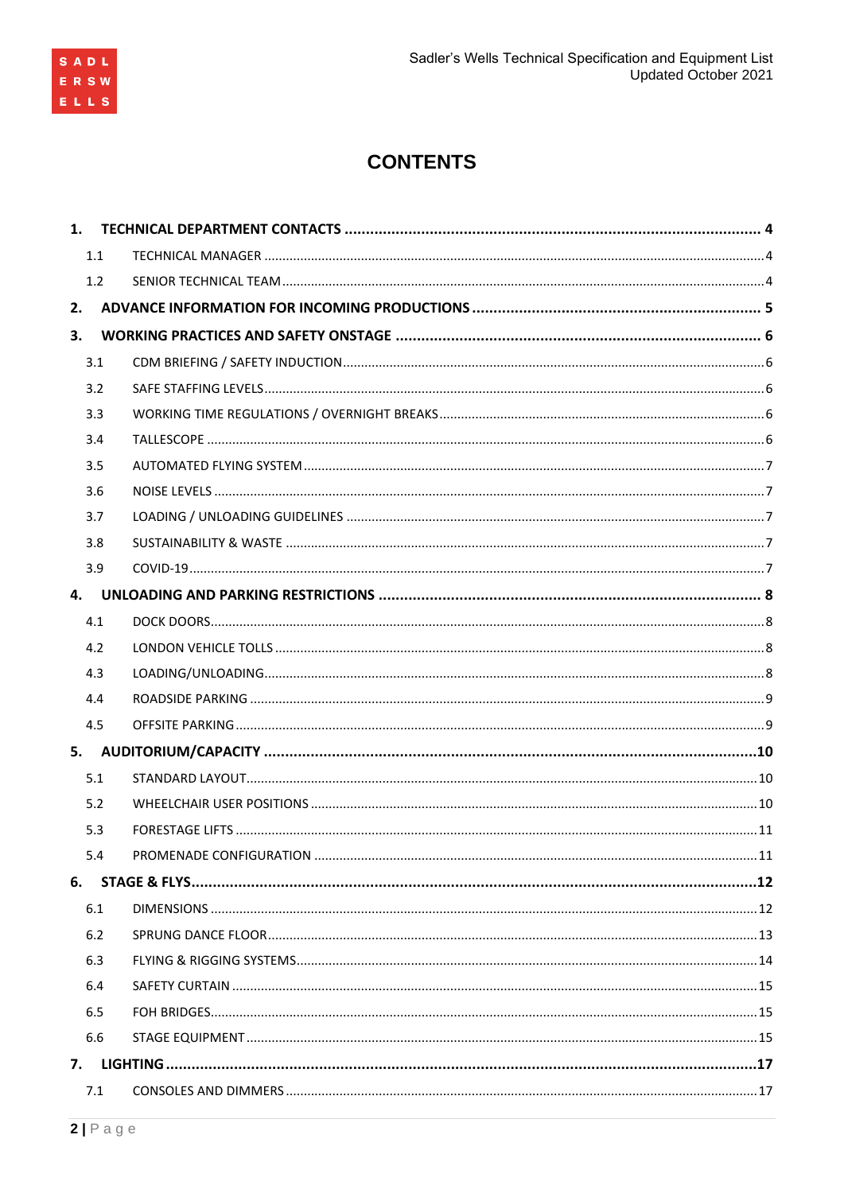# CONTENTS

1. **TECHNICAL DEPARTMENT CONTACTS .......... 4**
   - 1.1 TECHNICAL MANAGER .......... 4
   - 1.2 SENIOR TECHNICAL TEAM .......... 4
2. **ADVANCE INFORMATION FOR INCOMING PRODUCTIONS .......... 5**
3. **WORKING PRACTICES AND SAFETY ONSTAGE .......... 6**
   - 3.1 CDM BRIEFING / SAFETY INDUCTION .......... 6
   - 3.2 SAFE STAFFING LEVELS .......... 6
   - 3.3 WORKING TIME REGULATIONS / OVERNIGHT BREAKS .......... 6
   - 3.4 TALLESCOPE .......... 6
   - 3.5 AUTOMATED FLYING SYSTEM .......... 7
   - 3.6 NOISE LEVELS .......... 7
   - 3.7 LOADING / UNLOADING GUIDELINES .......... 7
   - 3.8 SUSTAINABILITY & WASTE .......... 7
   - 3.9 COVID-19 .......... 7
4. **UNLOADING AND PARKING RESTRICTIONS .......... 8**
   - 4.1 DOCK DOORS .......... 8
   - 4.2 LONDON VEHICLE TOLLS .......... 8
   - 4.3 LOADING/UNLOADING .......... 8
   - 4.4 ROADSIDE PARKING .......... 9
   - 4.5 OFFSITE PARKING .......... 9
5. **AUDITORIUM/CAPACITY .......... 10**
   - 5.1 STANDARD LAYOUT .......... 10
   - 5.2 WHEELCHAIR USER POSITIONS .......... 10
   - 5.3 FORESTAGE LIFTS .......... 11
   - 5.4 PROMENADE CONFIGURATION .......... 11
6. **STAGE & FLYS .......... 12**
   - 6.1 DIMENSIONS .......... 12
   - 6.2 SPRUNG DANCE FLOOR .......... 13
   - 6.3 FLYING & RIGGING SYSTEMS .......... 14
   - 6.4 SAFETY CURTAIN .......... 15
   - 6.5 FOH BRIDGES .......... 15
   - 6.6 STAGE EQUIPMENT .......... 15
7. **LIGHTING .......... 17**
   - 7.1 CONSOLES AND DIMMERS .......... 17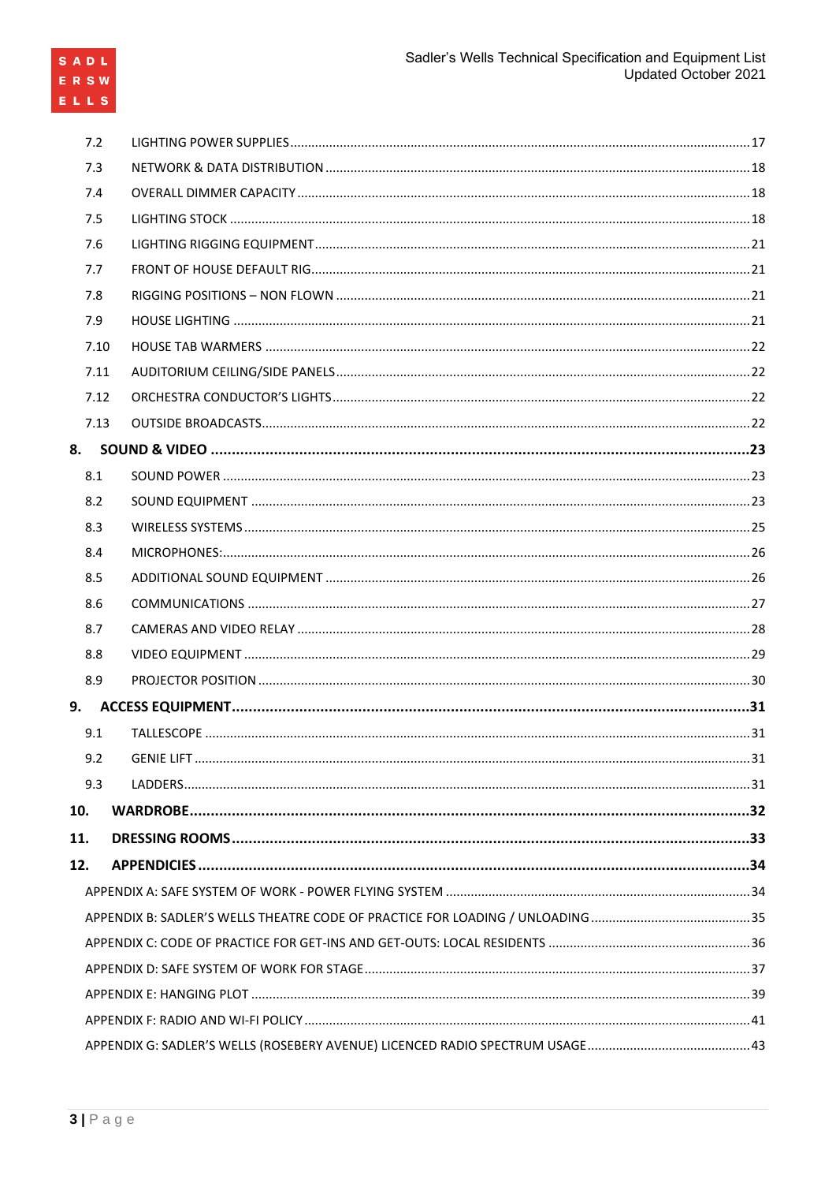7.2 LIGHTING POWER SUPPLIES ..... 17
7.3 NETWORK & DATA DISTRIBUTION ..... 18
7.4 OVERALL DIMMER CAPACITY ..... 18
7.5 LIGHTING STOCK ..... 18
7.6 LIGHTING RIGGING EQUIPMENT ..... 21
7.7 FRONT OF HOUSE DEFAULT RIG ..... 21
7.8 RIGGING POSITIONS – NON FLOWN ..... 21
7.9 HOUSE LIGHTING ..... 21
7.10 HOUSE TAB WARMERS ..... 22
7.11 AUDITORIUM CEILING/SIDE PANELS ..... 22
7.12 ORCHESTRA CONDUCTOR'S LIGHTS ..... 22
7.13 OUTSIDE BROADCASTS ..... 22

**8. SOUND & VIDEO ..... 23**

8.1 SOUND POWER ..... 23
8.2 SOUND EQUIPMENT ..... 23
8.3 WIRELESS SYSTEMS ..... 25
8.4 MICROPHONES: ..... 26
8.5 ADDITIONAL SOUND EQUIPMENT ..... 26
8.6 COMMUNICATIONS ..... 27
8.7 CAMERAS AND VIDEO RELAY ..... 28
8.8 VIDEO EQUIPMENT ..... 29
8.9 PROJECTOR POSITION ..... 30

**9. ACCESS EQUIPMENT ..... 31**

9.1 TALLESCOPE ..... 31
9.2 GENIE LIFT ..... 31
9.3 LADDERS ..... 31

**10. WARDROBE ..... 32**

**11. DRESSING ROOMS ..... 33**

**12. APPENDICIES ..... 34**

APPENDIX A: SAFE SYSTEM OF WORK - POWER FLYING SYSTEM ..... 34
APPENDIX B: SADLER'S WELLS THEATRE CODE OF PRACTICE FOR LOADING / UNLOADING ..... 35
APPENDIX C: CODE OF PRACTICE FOR GET-INS AND GET-OUTS: LOCAL RESIDENTS ..... 36
APPENDIX D: SAFE SYSTEM OF WORK FOR STAGE ..... 37
APPENDIX E: HANGING PLOT ..... 39
APPENDIX F: RADIO AND WI-FI POLICY ..... 41
APPENDIX G: SADLER'S WELLS (ROSEBERY AVENUE) LICENCED RADIO SPECTRUM USAGE ..... 43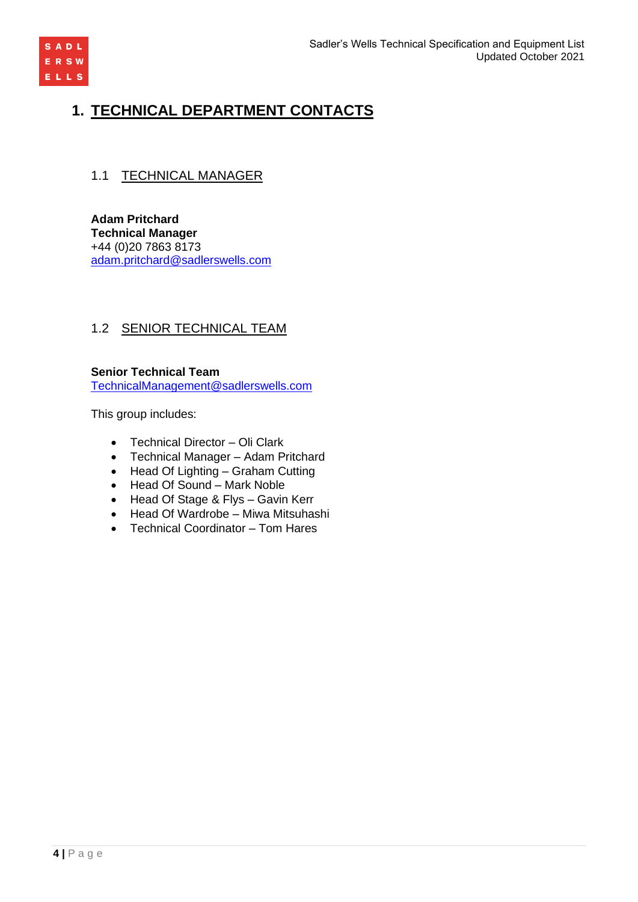# 1. TECHNICAL DEPARTMENT CONTACTS

## 1.1 TECHNICAL MANAGER

**Adam Pritchard**
**Technical Manager**
+44 (0)20 7863 8173
adam.pritchard@sadlerswells.com

## 1.2 SENIOR TECHNICAL TEAM

**Senior Technical Team**
TechnicalManagement@sadlerswells.com

This group includes:

- Technical Director – Oli Clark
- Technical Manager – Adam Pritchard
- Head Of Lighting – Graham Cutting
- Head Of Sound – Mark Noble
- Head Of Stage & Flys – Gavin Kerr
- Head Of Wardrobe – Miwa Mitsuhashi
- Technical Coordinator – Tom Hares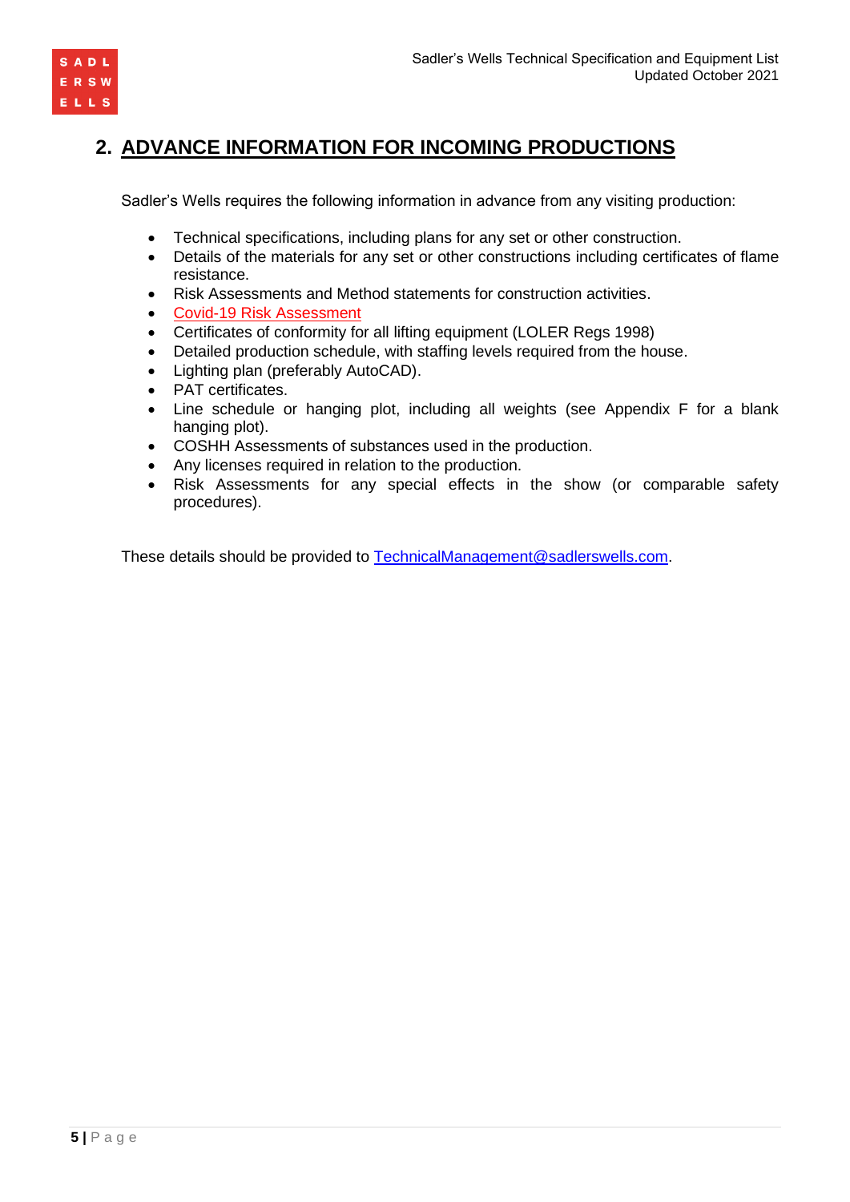## 2. ADVANCE INFORMATION FOR INCOMING PRODUCTIONS

Sadler's Wells requires the following information in advance from any visiting production:

- Technical specifications, including plans for any set or other construction.
- Details of the materials for any set or other constructions including certificates of flame resistance.
- Risk Assessments and Method statements for construction activities.
- Covid-19 Risk Assessment
- Certificates of conformity for all lifting equipment (LOLER Regs 1998)
- Detailed production schedule, with staffing levels required from the house.
- Lighting plan (preferably AutoCAD).
- PAT certificates.
- Line schedule or hanging plot, including all weights (see Appendix F for a blank hanging plot).
- COSHH Assessments of substances used in the production.
- Any licenses required in relation to the production.
- Risk Assessments for any special effects in the show (or comparable safety procedures).

These details should be provided to TechnicalManagement@sadlerswells.com.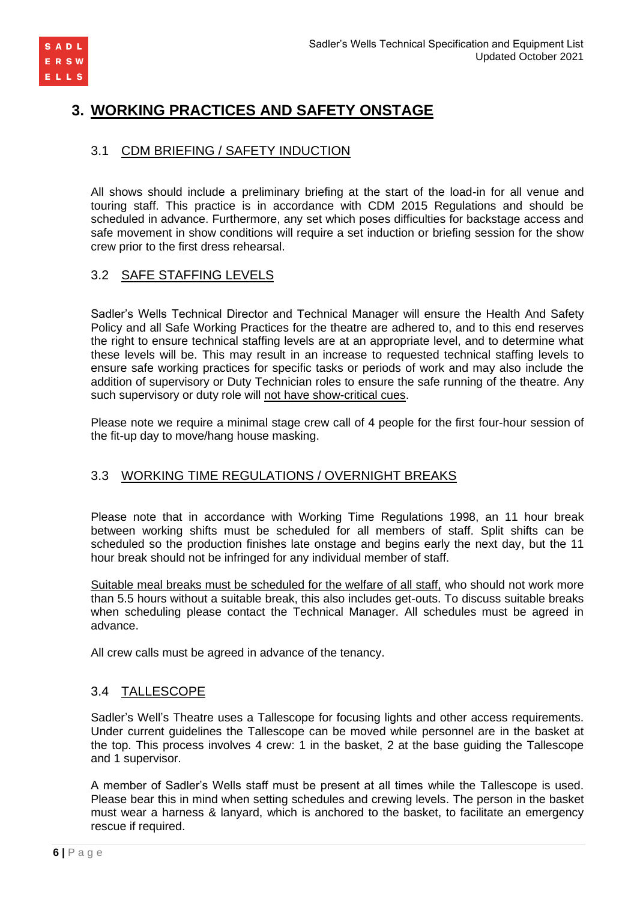# 3. WORKING PRACTICES AND SAFETY ONSTAGE

## 3.1 CDM BRIEFING / SAFETY INDUCTION

All shows should include a preliminary briefing at the start of the load-in for all venue and touring staff. This practice is in accordance with CDM 2015 Regulations and should be scheduled in advance. Furthermore, any set which poses difficulties for backstage access and safe movement in show conditions will require a set induction or briefing session for the show crew prior to the first dress rehearsal.

## 3.2 SAFE STAFFING LEVELS

Sadler's Wells Technical Director and Technical Manager will ensure the Health And Safety Policy and all Safe Working Practices for the theatre are adhered to, and to this end reserves the right to ensure technical staffing levels are at an appropriate level, and to determine what these levels will be. This may result in an increase to requested technical staffing levels to ensure safe working practices for specific tasks or periods of work and may also include the addition of supervisory or Duty Technician roles to ensure the safe running of the theatre. Any such supervisory or duty role will not have show-critical cues.

Please note we require a minimal stage crew call of 4 people for the first four-hour session of the fit-up day to move/hang house masking.

## 3.3 WORKING TIME REGULATIONS / OVERNIGHT BREAKS

Please note that in accordance with Working Time Regulations 1998, an 11 hour break between working shifts must be scheduled for all members of staff. Split shifts can be scheduled so the production finishes late onstage and begins early the next day, but the 11 hour break should not be infringed for any individual member of staff.

Suitable meal breaks must be scheduled for the welfare of all staff, who should not work more than 5.5 hours without a suitable break, this also includes get-outs. To discuss suitable breaks when scheduling please contact the Technical Manager. All schedules must be agreed in advance.

All crew calls must be agreed in advance of the tenancy.

## 3.4 TALLESCOPE

Sadler's Well's Theatre uses a Tallescope for focusing lights and other access requirements. Under current guidelines the Tallescope can be moved while personnel are in the basket at the top. This process involves 4 crew: 1 in the basket, 2 at the base guiding the Tallescope and 1 supervisor.

A member of Sadler's Wells staff must be present at all times while the Tallescope is used. Please bear this in mind when setting schedules and crewing levels. The person in the basket must wear a harness & lanyard, which is anchored to the basket, to facilitate an emergency rescue if required.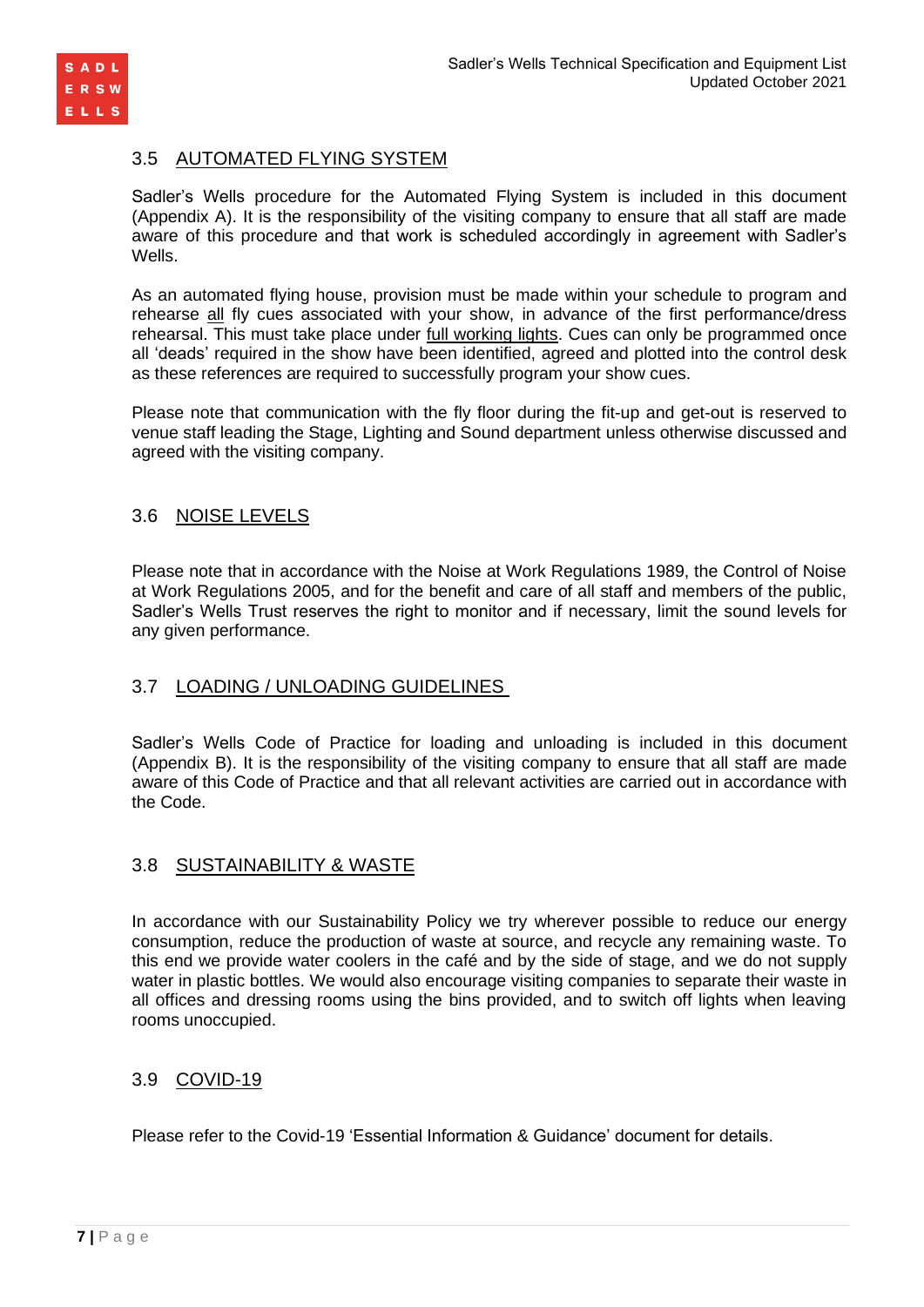## 3.5 AUTOMATED FLYING SYSTEM

Sadler's Wells procedure for the Automated Flying System is included in this document (Appendix A). It is the responsibility of the visiting company to ensure that all staff are made aware of this procedure and that work is scheduled accordingly in agreement with Sadler's Wells.

As an automated flying house, provision must be made within your schedule to program and rehearse all fly cues associated with your show, in advance of the first performance/dress rehearsal. This must take place under full working lights. Cues can only be programmed once all 'deads' required in the show have been identified, agreed and plotted into the control desk as these references are required to successfully program your show cues.

Please note that communication with the fly floor during the fit-up and get-out is reserved to venue staff leading the Stage, Lighting and Sound department unless otherwise discussed and agreed with the visiting company.

## 3.6 NOISE LEVELS

Please note that in accordance with the Noise at Work Regulations 1989, the Control of Noise at Work Regulations 2005, and for the benefit and care of all staff and members of the public, Sadler's Wells Trust reserves the right to monitor and if necessary, limit the sound levels for any given performance.

## 3.7 LOADING / UNLOADING GUIDELINES

Sadler's Wells Code of Practice for loading and unloading is included in this document (Appendix B). It is the responsibility of the visiting company to ensure that all staff are made aware of this Code of Practice and that all relevant activities are carried out in accordance with the Code.

## 3.8 SUSTAINABILITY & WASTE

In accordance with our Sustainability Policy we try wherever possible to reduce our energy consumption, reduce the production of waste at source, and recycle any remaining waste. To this end we provide water coolers in the café and by the side of stage, and we do not supply water in plastic bottles. We would also encourage visiting companies to separate their waste in all offices and dressing rooms using the bins provided, and to switch off lights when leaving rooms unoccupied.

## 3.9 COVID-19

Please refer to the Covid-19 'Essential Information & Guidance' document for details.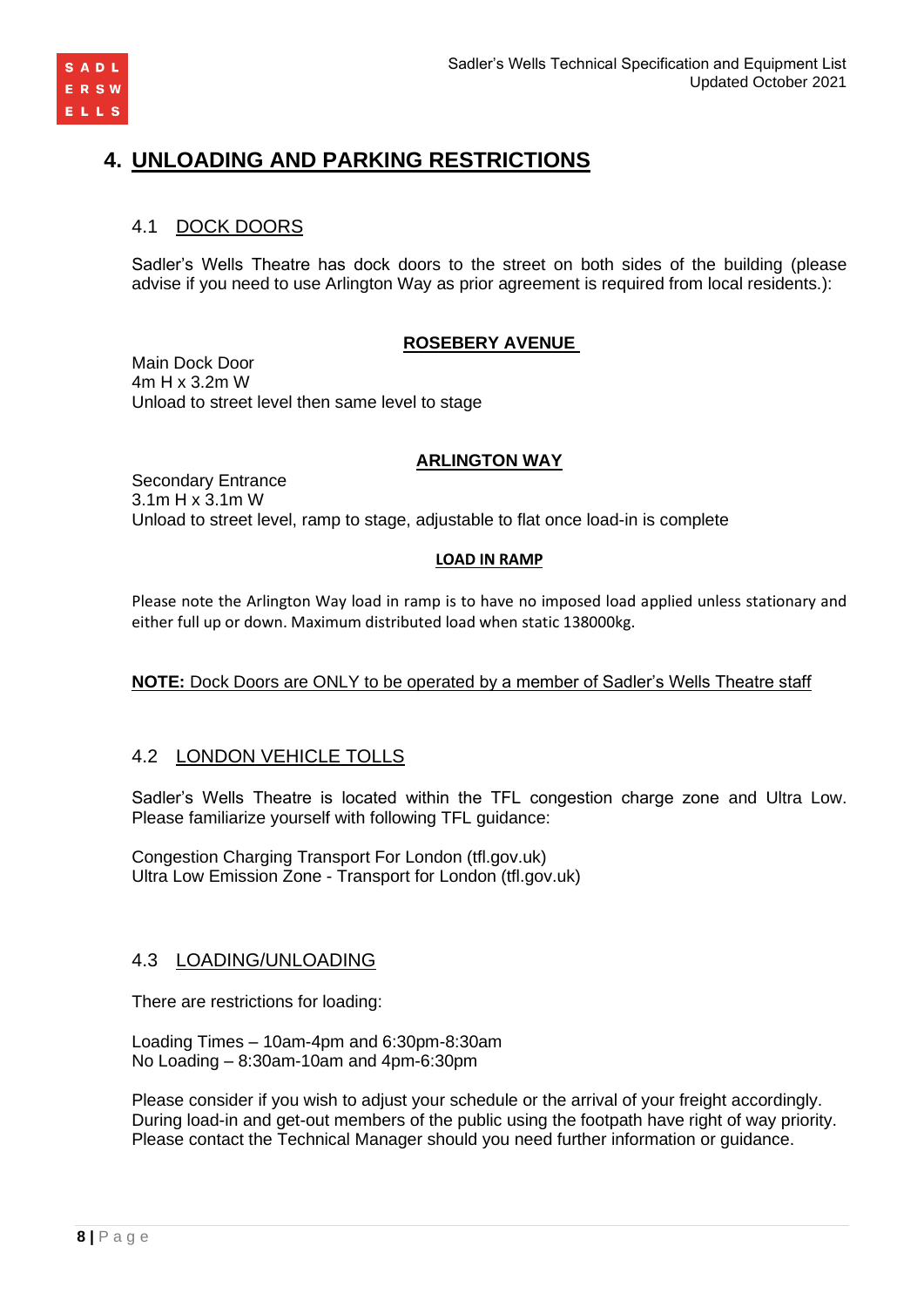# 4. UNLOADING AND PARKING RESTRICTIONS

## 4.1 DOCK DOORS

Sadler's Wells Theatre has dock doors to the street on both sides of the building (please advise if you need to use Arlington Way as prior agreement is required from local residents.):

**ROSEBERY AVENUE**

Main Dock Door
4m H x 3.2m W
Unload to street level then same level to stage

**ARLINGTON WAY**

Secondary Entrance
3.1m H x 3.1m W
Unload to street level, ramp to stage, adjustable to flat once load-in is complete

**LOAD IN RAMP**

Please note the Arlington Way load in ramp is to have no imposed load applied unless stationary and either full up or down. Maximum distributed load when static 138000kg.

**NOTE:** Dock Doors are ONLY to be operated by a member of Sadler's Wells Theatre staff

## 4.2 LONDON VEHICLE TOLLS

Sadler's Wells Theatre is located within the TFL congestion charge zone and Ultra Low. Please familiarize yourself with following TFL guidance:

Congestion Charging Transport For London (tfl.gov.uk)
Ultra Low Emission Zone - Transport for London (tfl.gov.uk)

## 4.3 LOADING/UNLOADING

There are restrictions for loading:

Loading Times – 10am-4pm and 6:30pm-8:30am
No Loading – 8:30am-10am and 4pm-6:30pm

Please consider if you wish to adjust your schedule or the arrival of your freight accordingly.
During load-in and get-out members of the public using the footpath have right of way priority.
Please contact the Technical Manager should you need further information or guidance.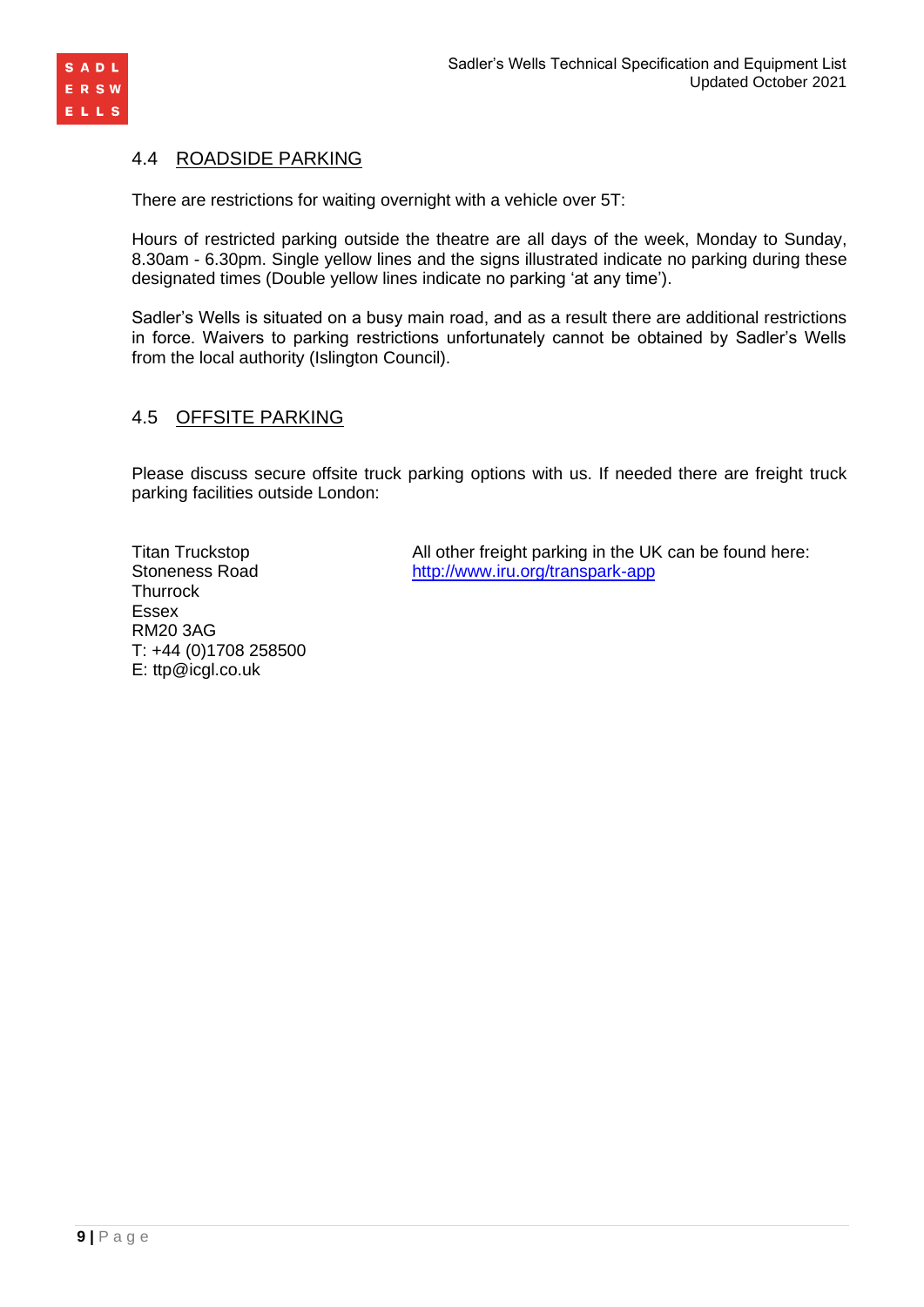## 4.4 ROADSIDE PARKING

There are restrictions for waiting overnight with a vehicle over 5T:

Hours of restricted parking outside the theatre are all days of the week, Monday to Sunday, 8.30am - 6.30pm. Single yellow lines and the signs illustrated indicate no parking during these designated times (Double yellow lines indicate no parking 'at any time').

Sadler's Wells is situated on a busy main road, and as a result there are additional restrictions in force. Waivers to parking restrictions unfortunately cannot be obtained by Sadler's Wells from the local authority (Islington Council).

## 4.5 OFFSITE PARKING

Please discuss secure offsite truck parking options with us. If needed there are freight truck parking facilities outside London:

Titan Truckstop
Stoneness Road
Thurrock
Essex
RM20 3AG
T: +44 (0)1708 258500
E: ttp@icgl.co.uk

All other freight parking in the UK can be found here:
[http://www.iru.org/transpark-app](http://www.iru.org/transpark-app)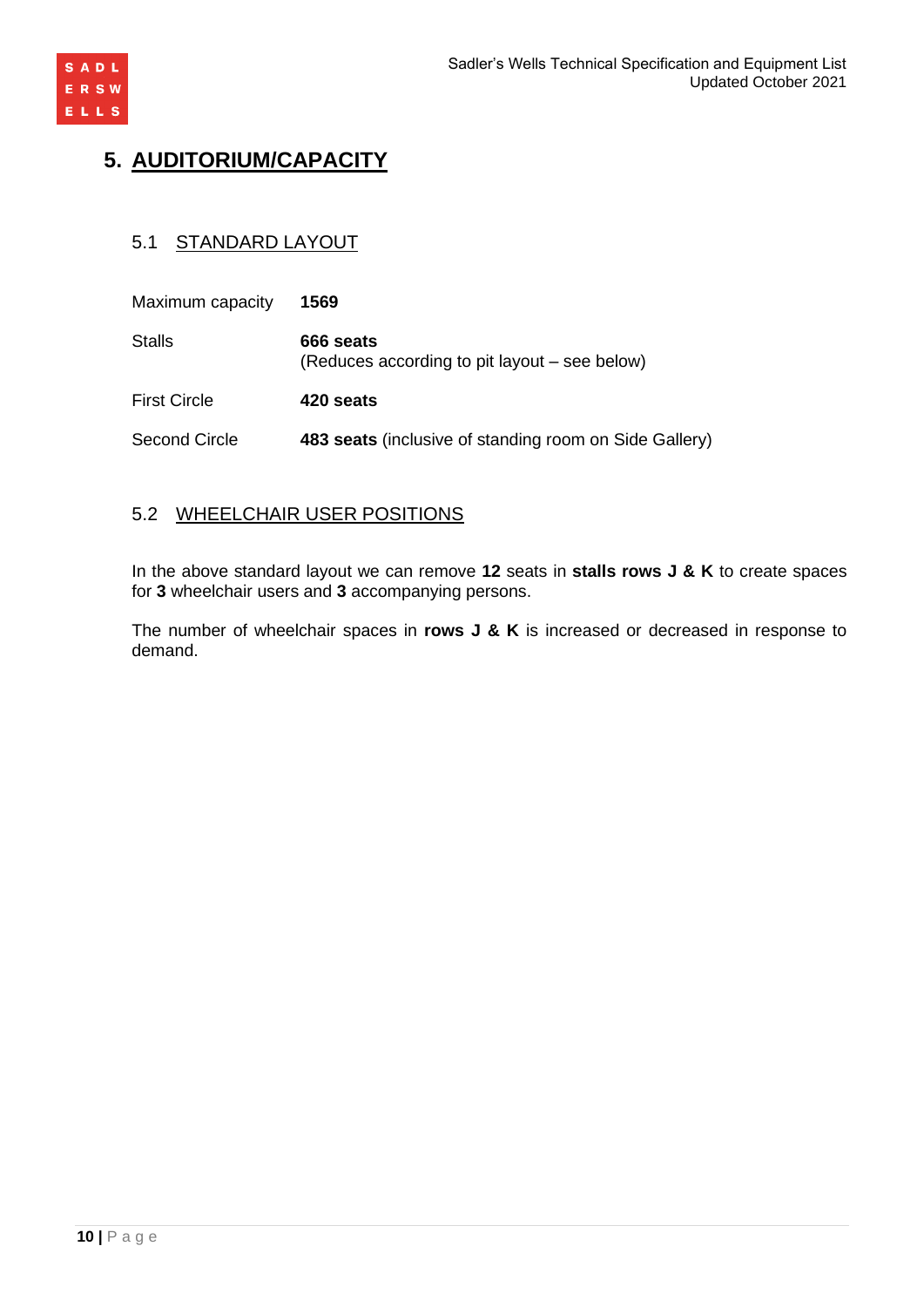# 5. AUDITORIUM/CAPACITY

## 5.1 STANDARD LAYOUT

| | |
|---|---|
| Maximum capacity | **1569** |
| Stalls | **666 seats**<br>(Reduces according to pit layout – see below) |
| First Circle | **420 seats** |
| Second Circle | **483 seats** (inclusive of standing room on Side Gallery) |

## 5.2 WHEELCHAIR USER POSITIONS

In the above standard layout we can remove **12** seats in **stalls rows J & K** to create spaces for **3** wheelchair users and **3** accompanying persons.

The number of wheelchair spaces in **rows J & K** is increased or decreased in response to demand.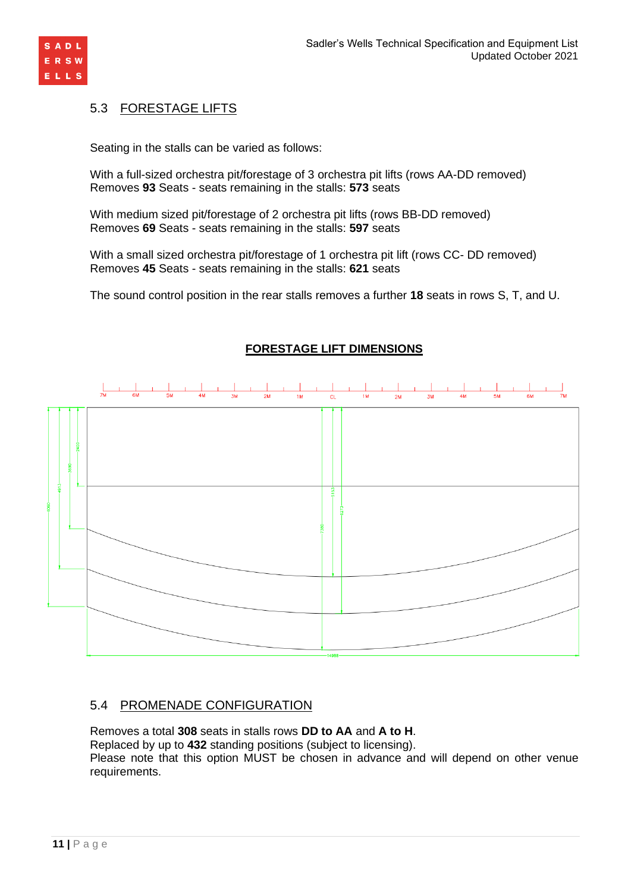## 5.3 FORESTAGE LIFTS

Seating in the stalls can be varied as follows:

With a full-sized orchestra pit/forestage of 3 orchestra pit lifts (rows AA-DD removed)
Removes **93** Seats - seats remaining in the stalls: **573** seats

With medium sized pit/forestage of 2 orchestra pit lifts (rows BB-DD removed)
Removes **69** Seats - seats remaining in the stalls: **597** seats

With a small sized orchestra pit/forestage of 1 orchestra pit lift (rows CC- DD removed)
Removes **45** Seats - seats remaining in the stalls: **621** seats

The sound control position in the rear stalls removes a further **18** seats in rows S, T, and U.

**FORESTAGE LIFT DIMENSIONS**

## 5.4 PROMENADE CONFIGURATION

Removes a total **308** seats in stalls rows **DD to AA** and **A to H**.
Replaced by up to **432** standing positions (subject to licensing).
Please note that this option MUST be chosen in advance and will depend on other venue requirements.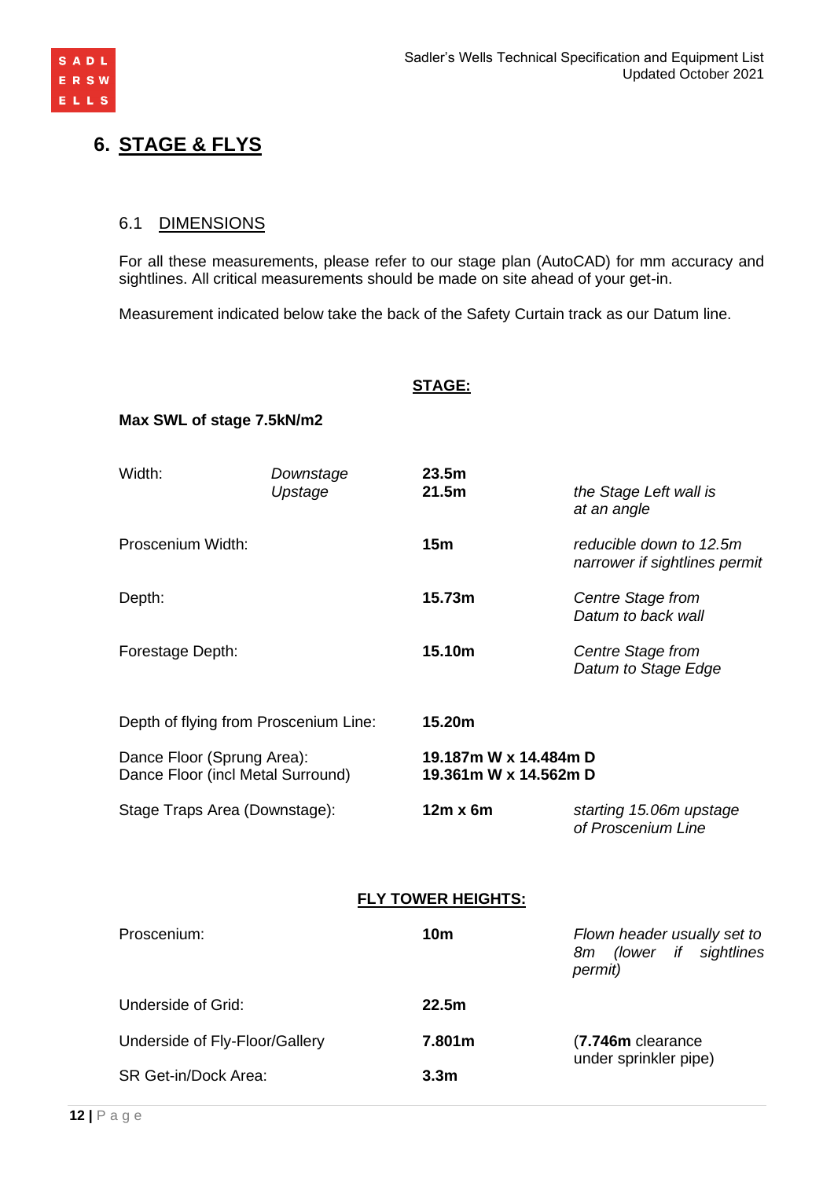# 6. STAGE & FLYS

## 6.1 DIMENSIONS

For all these measurements, please refer to our stage plan (AutoCAD) for mm accuracy and sightlines. All critical measurements should be made on site ahead of your get-in.

Measurement indicated below take the back of the Safety Curtain track as our Datum line.

### STAGE:

**Max SWL of stage 7.5kN/m2**

| | | | |
|---|---|---|---|
| Width: | *Downstage* | **23.5m** | |
| | *Upstage* | **21.5m** | *the Stage Left wall is at an angle* |
| Proscenium Width: | | **15m** | *reducible down to 12.5m narrower if sightlines permit* |
| Depth: | | **15.73m** | *Centre Stage from Datum to back wall* |
| Forestage Depth: | | **15.10m** | *Centre Stage from Datum to Stage Edge* |
| Depth of flying from Proscenium Line: | | **15.20m** | |
| Dance Floor (Sprung Area): | | **19.187m W x 14.484m D** | |
| Dance Floor (incl Metal Surround) | | **19.361m W x 14.562m D** | |
| Stage Traps Area (Downstage): | | **12m x 6m** | *starting 15.06m upstage of Proscenium Line* |

### FLY TOWER HEIGHTS:

| | | |
|---|---|---|
| Proscenium: | **10m** | *Flown header usually set to 8m (lower if sightlines permit)* |
| Underside of Grid: | **22.5m** | |
| Underside of Fly-Floor/Gallery | **7.801m** | (**7.746m** clearance under sprinkler pipe) |
| SR Get-in/Dock Area: | **3.3m** | |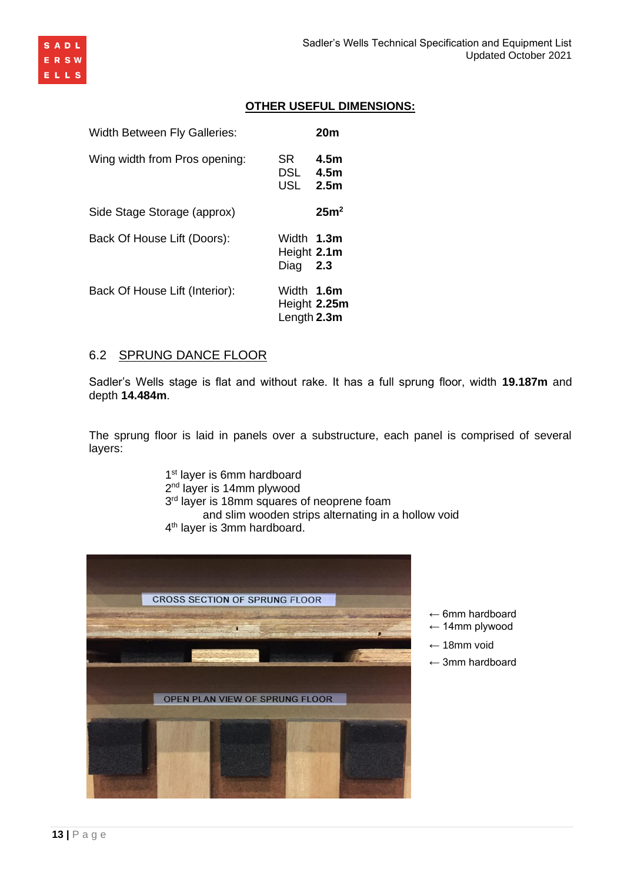## OTHER USEFUL DIMENSIONS:

| | | |
|---|---|---|
| Width Between Fly Galleries: | | **20m** |
| Wing width from Pros opening: | SR | **4.5m** |
| | DSL | **4.5m** |
| | USL | **2.5m** |
| Side Stage Storage (approx) | | **25m²** |
| Back Of House Lift (Doors): | Width | **1.3m** |
| | Height | **2.1m** |
| | Diag | **2.3** |
| Back Of House Lift (Interior): | Width | **1.6m** |
| | Height | **2.25m** |
| | Length | **2.3m** |

## 6.2 SPRUNG DANCE FLOOR

Sadler's Wells stage is flat and without rake. It has a full sprung floor, width **19.187m** and depth **14.484m**.

The sprung floor is laid in panels over a substructure, each panel is comprised of several layers:

1st layer is 6mm hardboard
2nd layer is 14mm plywood
3rd layer is 18mm squares of neoprene foam
and slim wooden strips alternating in a hollow void
4th layer is 3mm hardboard.

CROSS SECTION OF SPRUNG FLOOR

← 6mm hardboard
← 14mm plywood
← 18mm void
← 3mm hardboard

OPEN PLAN VIEW OF SPRUNG FLOOR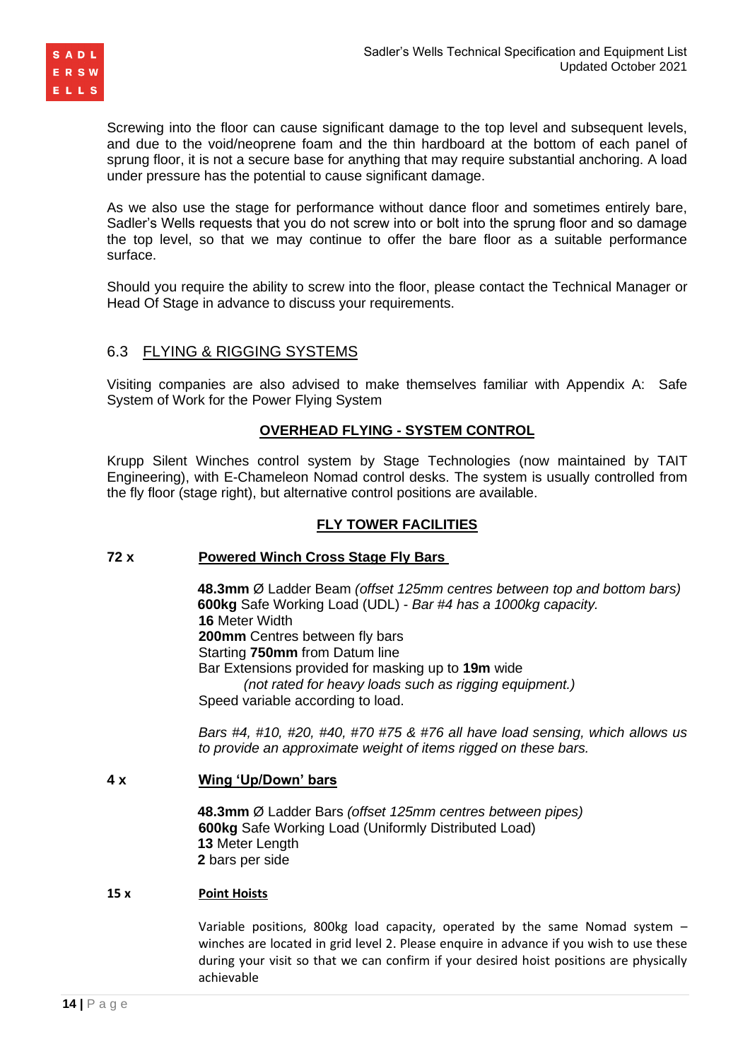Screwing into the floor can cause significant damage to the top level and subsequent levels, and due to the void/neoprene foam and the thin hardboard at the bottom of each panel of sprung floor, it is not a secure base for anything that may require substantial anchoring. A load under pressure has the potential to cause significant damage.

As we also use the stage for performance without dance floor and sometimes entirely bare, Sadler's Wells requests that you do not screw into or bolt into the sprung floor and so damage the top level, so that we may continue to offer the bare floor as a suitable performance surface.

Should you require the ability to screw into the floor, please contact the Technical Manager or Head Of Stage in advance to discuss your requirements.

## 6.3 FLYING & RIGGING SYSTEMS

Visiting companies are also advised to make themselves familiar with Appendix A: Safe System of Work for the Power Flying System

**OVERHEAD FLYING - SYSTEM CONTROL**

Krupp Silent Winches control system by Stage Technologies (now maintained by TAIT Engineering), with E-Chameleon Nomad control desks. The system is usually controlled from the fly floor (stage right), but alternative control positions are available.

**FLY TOWER FACILITIES**

**72 x** **Powered Winch Cross Stage Fly Bars**

**48.3mm** Ø Ladder Beam *(offset 125mm centres between top and bottom bars)*
**600kg** Safe Working Load (UDL) - *Bar #4 has a 1000kg capacity.*
**16** Meter Width
**200mm** Centres between fly bars
Starting **750mm** from Datum line
Bar Extensions provided for masking up to **19m** wide
*(not rated for heavy loads such as rigging equipment.)*
Speed variable according to load.

*Bars #4, #10, #20, #40, #70 #75 & #76 all have load sensing, which allows us to provide an approximate weight of items rigged on these bars.*

**4 x** **Wing 'Up/Down' bars**

**48.3mm** Ø Ladder Bars *(offset 125mm centres between pipes)*
**600kg** Safe Working Load (Uniformly Distributed Load)
**13** Meter Length
**2** bars per side

**15 x** **Point Hoists**

Variable positions, 800kg load capacity, operated by the same Nomad system – winches are located in grid level 2. Please enquire in advance if you wish to use these during your visit so that we can confirm if your desired hoist positions are physically achievable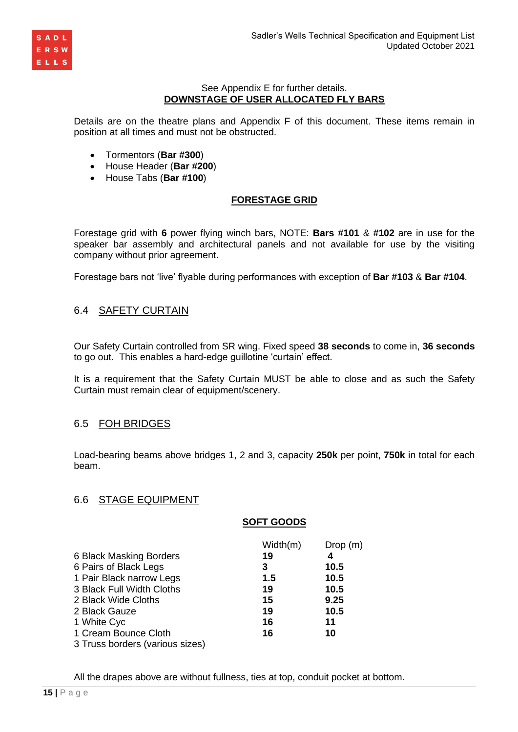See Appendix E for further details.

**DOWNSTAGE OF USER ALLOCATED FLY BARS**

Details are on the theatre plans and Appendix F of this document. These items remain in position at all times and must not be obstructed.

- Tormentors (**Bar #300**)
- House Header (**Bar #200**)
- House Tabs (**Bar #100**)

**FORESTAGE GRID**

Forestage grid with **6** power flying winch bars, NOTE: **Bars #101** & **#102** are in use for the speaker bar assembly and architectural panels and not available for use by the visiting company without prior agreement.

Forestage bars not 'live' flyable during performances with exception of **Bar #103** & **Bar #104**.

## 6.4 SAFETY CURTAIN

Our Safety Curtain controlled from SR wing. Fixed speed **38 seconds** to come in, **36 seconds** to go out. This enables a hard-edge guillotine 'curtain' effect.

It is a requirement that the Safety Curtain MUST be able to close and as such the Safety Curtain must remain clear of equipment/scenery.

## 6.5 FOH BRIDGES

Load-bearing beams above bridges 1, 2 and 3, capacity **250k** per point, **750k** in total for each beam.

## 6.6 STAGE EQUIPMENT

**SOFT GOODS**

| | Width(m) | Drop (m) |
|---|---|---|
| 6 Black Masking Borders | **19** | **4** |
| 6 Pairs of Black Legs | **3** | **10.5** |
| 1 Pair Black narrow Legs | **1.5** | **10.5** |
| 3 Black Full Width Cloths | **19** | **10.5** |
| 2 Black Wide Cloths | **15** | **9.25** |
| 2 Black Gauze | **19** | **10.5** |
| 1 White Cyc | **16** | **11** |
| 1 Cream Bounce Cloth | **16** | **10** |
| 3 Truss borders (various sizes) | | |

All the drapes above are without fullness, ties at top, conduit pocket at bottom.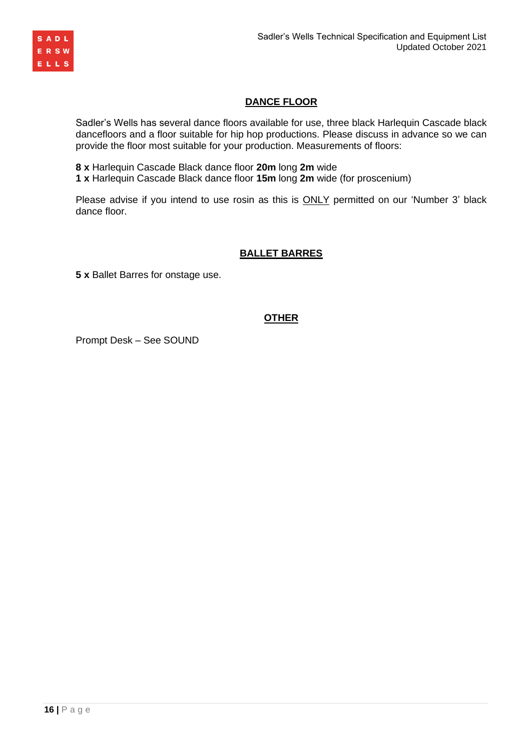## DANCE FLOOR

Sadler's Wells has several dance floors available for use, three black Harlequin Cascade black dancefloors and a floor suitable for hip hop productions. Please discuss in advance so we can provide the floor most suitable for your production. Measurements of floors:

**8 x** Harlequin Cascade Black dance floor **20m** long **2m** wide
**1 x** Harlequin Cascade Black dance floor **15m** long **2m** wide (for proscenium)

Please advise if you intend to use rosin as this is ONLY permitted on our 'Number 3' black dance floor.

## BALLET BARRES

**5 x** Ballet Barres for onstage use.

## OTHER

Prompt Desk – See SOUND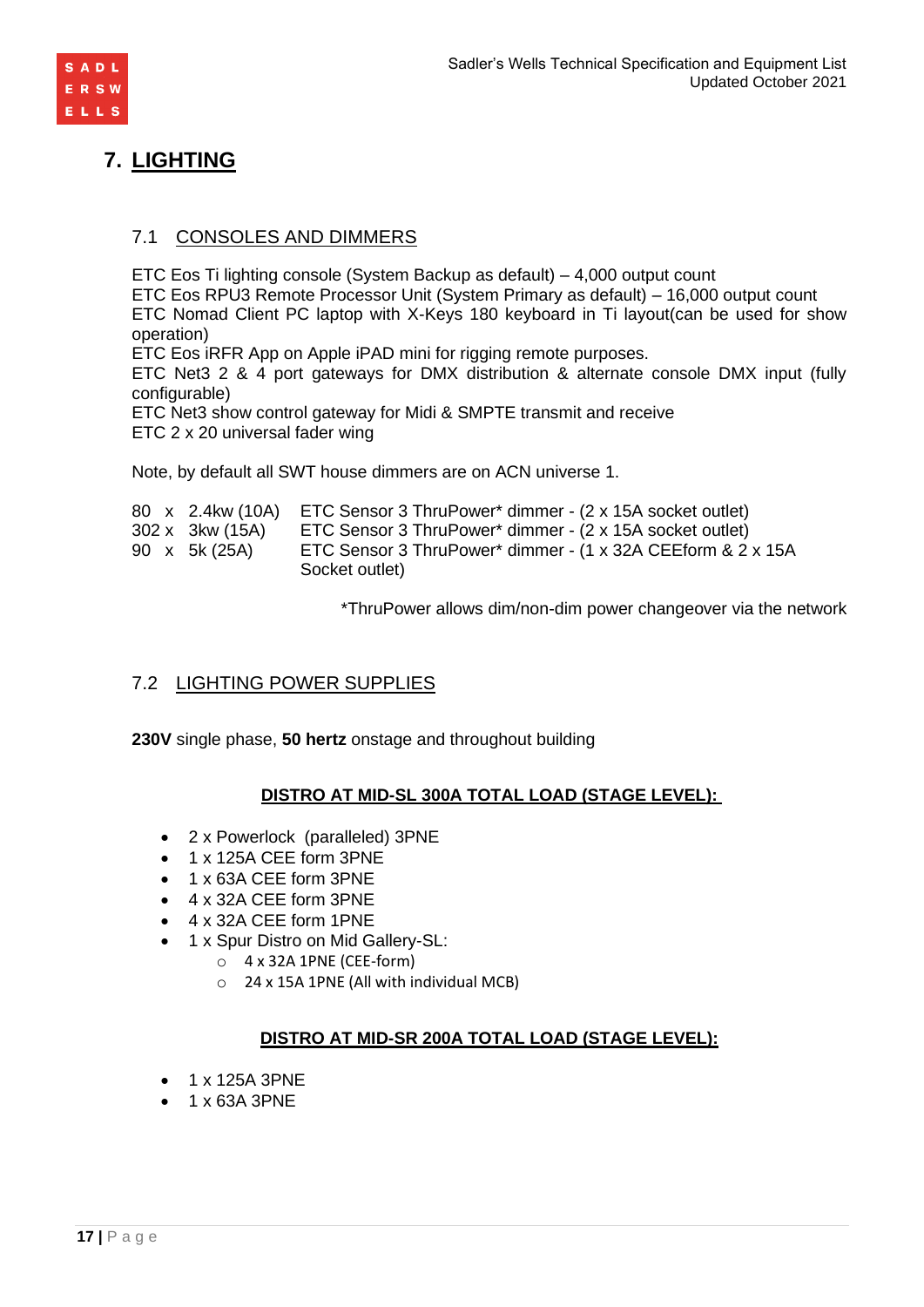# 7. LIGHTING

## 7.1 CONSOLES AND DIMMERS

ETC Eos Ti lighting console (System Backup as default) – 4,000 output count
ETC Eos RPU3 Remote Processor Unit (System Primary as default) – 16,000 output count
ETC Nomad Client PC laptop with X-Keys 180 keyboard in Ti layout(can be used for show operation)
ETC Eos iRFR App on Apple iPAD mini for rigging remote purposes.
ETC Net3 2 & 4 port gateways for DMX distribution & alternate console DMX input (fully configurable)
ETC Net3 show control gateway for Midi & SMPTE transmit and receive
ETC 2 x 20 universal fader wing

Note, by default all SWT house dimmers are on ACN universe 1.

| | | | |
|---|---|---|---|
| 80 | x | 2.4kw (10A) | ETC Sensor 3 ThruPower* dimmer - (2 x 15A socket outlet) |
| 302 | x | 3kw (15A) | ETC Sensor 3 ThruPower* dimmer - (2 x 15A socket outlet) |
| 90 | x | 5k (25A) | ETC Sensor 3 ThruPower* dimmer - (1 x 32A CEEform & 2 x 15A Socket outlet) |

*ThruPower allows dim/non-dim power changeover via the network

## 7.2 LIGHTING POWER SUPPLIES

**230V** single phase, **50 hertz** onstage and throughout building

**DISTRO AT MID-SL 300A TOTAL LOAD (STAGE LEVEL):**

- 2 x Powerlock (paralleled) 3PNE
- 1 x 125A CEE form 3PNE
- 1 x 63A CEE form 3PNE
- 4 x 32A CEE form 3PNE
- 4 x 32A CEE form 1PNE
- 1 x Spur Distro on Mid Gallery-SL:
    - 4 x 32A 1PNE (CEE-form)
    - 24 x 15A 1PNE (All with individual MCB)

**DISTRO AT MID-SR 200A TOTAL LOAD (STAGE LEVEL):**

- 1 x 125A 3PNE
- 1 x 63A 3PNE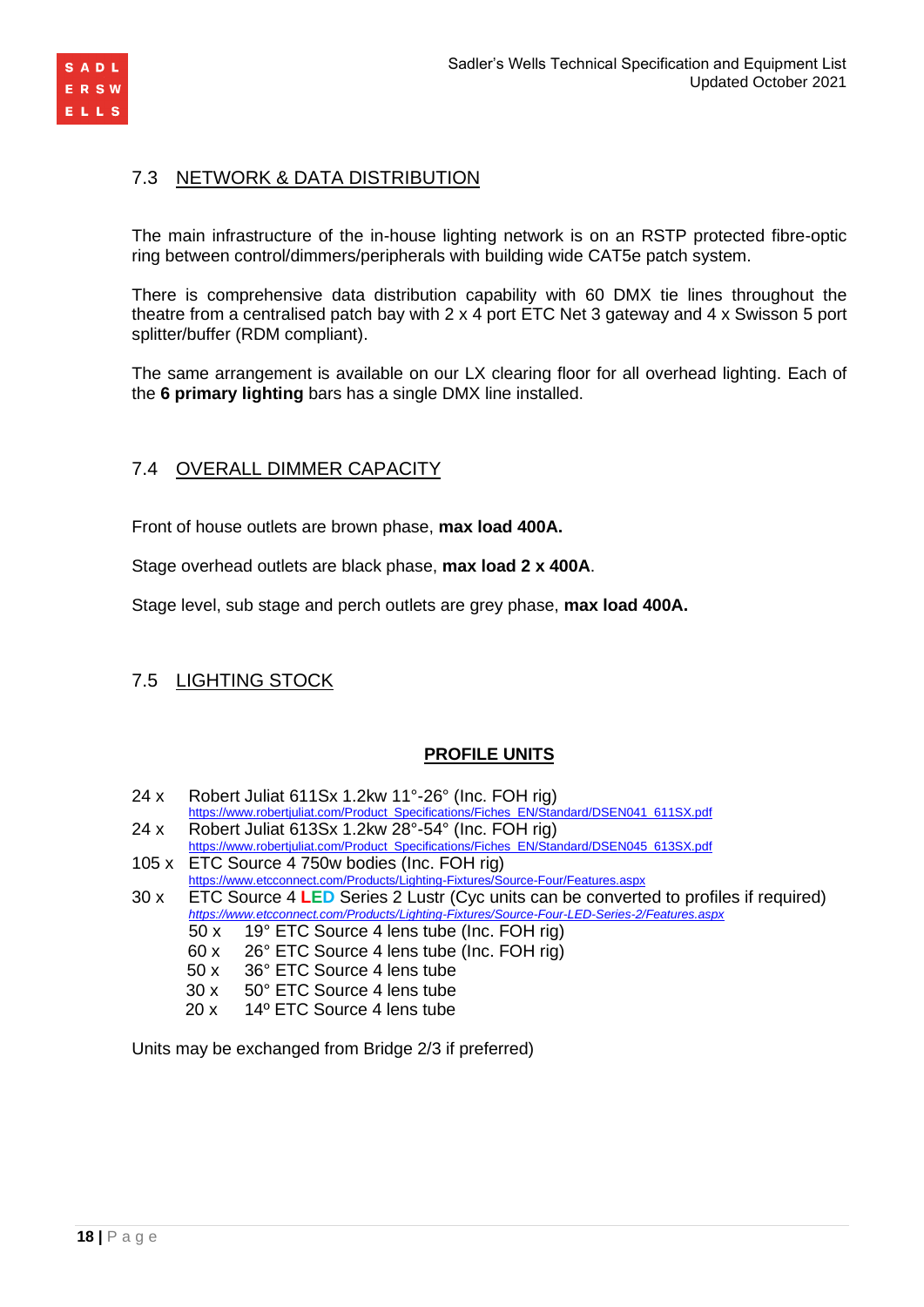## 7.3 NETWORK & DATA DISTRIBUTION

The main infrastructure of the in-house lighting network is on an RSTP protected fibre-optic ring between control/dimmers/peripherals with building wide CAT5e patch system.

There is comprehensive data distribution capability with 60 DMX tie lines throughout the theatre from a centralised patch bay with 2 x 4 port ETC Net 3 gateway and 4 x Swisson 5 port splitter/buffer (RDM compliant).

The same arrangement is available on our LX clearing floor for all overhead lighting. Each of the **6 primary lighting** bars has a single DMX line installed.

## 7.4 OVERALL DIMMER CAPACITY

Front of house outlets are brown phase, **max load 400A.**

Stage overhead outlets are black phase, **max load 2 x 400A**.

Stage level, sub stage and perch outlets are grey phase, **max load 400A.**

## 7.5 LIGHTING STOCK

### PROFILE UNITS

24 x Robert Juliat 611Sx 1.2kw 11°-26° (Inc. FOH rig)
https://www.robertjuliat.com/Product_Specifications/Fiches_EN/Standard/DSEN041_611SX.pdf

24 x Robert Juliat 613Sx 1.2kw 28°-54° (Inc. FOH rig)
https://www.robertjuliat.com/Product_Specifications/Fiches_EN/Standard/DSEN045_613SX.pdf

105 x ETC Source 4 750w bodies (Inc. FOH rig)
https://www.etcconnect.com/Products/Lighting-Fixtures/Source-Four/Features.aspx

30 x ETC Source 4 LED Series 2 Lustr (Cyc units can be converted to profiles if required)
*https://www.etcconnect.com/Products/Lighting-Fixtures/Source-Four-LED-Series-2/Features.aspx*

- 50 x 19° ETC Source 4 lens tube (Inc. FOH rig)
- 60 x 26° ETC Source 4 lens tube (Inc. FOH rig)
- 50 x 36° ETC Source 4 lens tube
- 30 x 50° ETC Source 4 lens tube
- 20 x 14º ETC Source 4 lens tube

Units may be exchanged from Bridge 2/3 if preferred)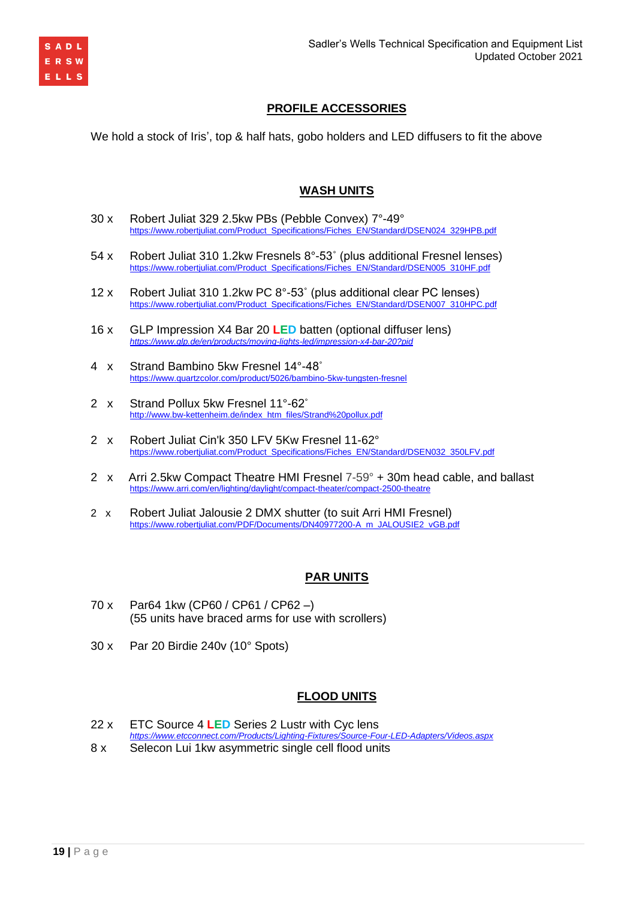## PROFILE ACCESSORIES

We hold a stock of Iris', top & half hats, gobo holders and LED diffusers to fit the above

## WASH UNITS

30 x Robert Juliat 329 2.5kw PBs (Pebble Convex) 7°-49°
https://www.robertjuliat.com/Product_Specifications/Fiches_EN/Standard/DSEN024_329HPB.pdf

54 x Robert Juliat 310 1.2kw Fresnels 8°-53˚ (plus additional Fresnel lenses)
https://www.robertjuliat.com/Product_Specifications/Fiches_EN/Standard/DSEN005_310HF.pdf

12 x Robert Juliat 310 1.2kw PC 8°-53˚ (plus additional clear PC lenses)
https://www.robertjuliat.com/Product_Specifications/Fiches_EN/Standard/DSEN007_310HPC.pdf

16 x GLP Impression X4 Bar 20 LED batten (optional diffuser lens)
*https://www.glp.de/en/products/moving-lights-led/impression-x4-bar-20?pid*

4 x Strand Bambino 5kw Fresnel 14°-48˚
https://www.quartzcolor.com/product/5026/bambino-5kw-tungsten-fresnel

2 x Strand Pollux 5kw Fresnel 11°-62˚
http://www.bw-kettenheim.de/index_htm_files/Strand%20pollux.pdf

2 x Robert Juliat Cin'k 350 LFV 5Kw Fresnel 11-62°
https://www.robertjuliat.com/Product_Specifications/Fiches_EN/Standard/DSEN032_350LFV.pdf

2 x Arri 2.5kw Compact Theatre HMI Fresnel 7-59° + 30m head cable, and ballast
https://www.arri.com/en/lighting/daylight/compact-theater/compact-2500-theatre

2 x Robert Juliat Jalousie 2 DMX shutter (to suit Arri HMI Fresnel)
https://www.robertjuliat.com/PDF/Documents/DN40977200-A_m_JALOUSIE2_vGB.pdf

## PAR UNITS

70 x Par64 1kw (CP60 / CP61 / CP62 –)
(55 units have braced arms for use with scrollers)

30 x Par 20 Birdie 240v (10° Spots)

## FLOOD UNITS

22 x ETC Source 4 LED Series 2 Lustr with Cyc lens
*https://www.etcconnect.com/Products/Lighting-Fixtures/Source-Four-LED-Adapters/Videos.aspx*

8 x Selecon Lui 1kw asymmetric single cell flood units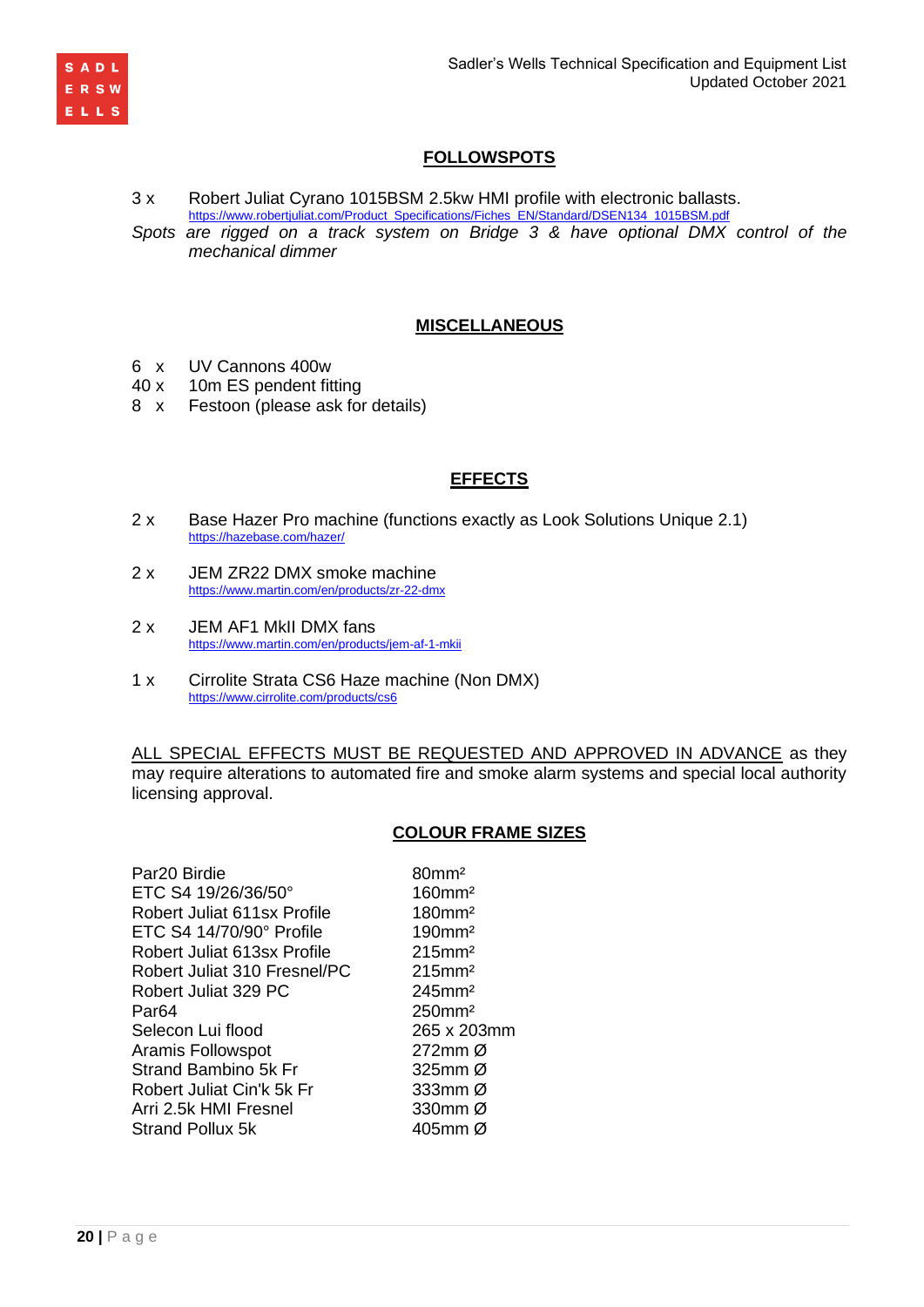## FOLLOWSPOTS

3 x Robert Juliat Cyrano 1015BSM 2.5kw HMI profile with electronic ballasts.
https://www.robertjuliat.com/Product_Specifications/Fiches_EN/Standard/DSEN134_1015BSM.pdf

*Spots are rigged on a track system on Bridge 3 & have optional DMX control of the mechanical dimmer*

## MISCELLANEOUS

6 x UV Cannons 400w
40 x 10m ES pendent fitting
8 x Festoon (please ask for details)

## EFFECTS

2 x Base Hazer Pro machine (functions exactly as Look Solutions Unique 2.1)
https://hazebase.com/hazer/

2 x JEM ZR22 DMX smoke machine
https://www.martin.com/en/products/zr-22-dmx

2 x JEM AF1 MkII DMX fans
https://www.martin.com/en/products/jem-af-1-mkii

1 x Cirrolite Strata CS6 Haze machine (Non DMX)
https://www.cirrolite.com/products/cs6

ALL SPECIAL EFFECTS MUST BE REQUESTED AND APPROVED IN ADVANCE as they may require alterations to automated fire and smoke alarm systems and special local authority licensing approval.

## COLOUR FRAME SIZES

| | |
|---|---|
| Par20 Birdie | 80mm² |
| ETC S4 19/26/36/50° | 160mm² |
| Robert Juliat 611sx Profile | 180mm² |
| ETC S4 14/70/90° Profile | 190mm² |
| Robert Juliat 613sx Profile | 215mm² |
| Robert Juliat 310 Fresnel/PC | 215mm² |
| Robert Juliat 329 PC | 245mm² |
| Par64 | 250mm² |
| Selecon Lui flood | 265 x 203mm |
| Aramis Followspot | 272mm Ø |
| Strand Bambino 5k Fr | 325mm Ø |
| Robert Juliat Cin'k 5k Fr | 333mm Ø |
| Arri 2.5k HMI Fresnel | 330mm Ø |
| Strand Pollux 5k | 405mm Ø |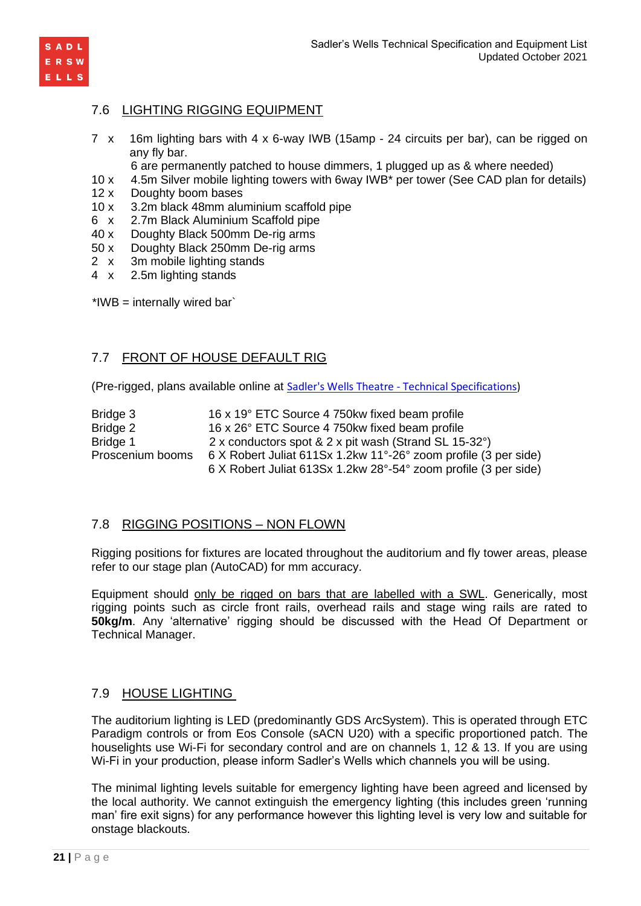## 7.6 LIGHTING RIGGING EQUIPMENT

7 x 16m lighting bars with 4 x 6-way IWB (15amp - 24 circuits per bar), can be rigged on any fly bar.
6 are permanently patched to house dimmers, 1 plugged up as & where needed)
10 x 4.5m Silver mobile lighting towers with 6way IWB* per tower (See CAD plan for details)
12 x Doughty boom bases
10 x 3.2m black 48mm aluminium scaffold pipe
6 x 2.7m Black Aluminium Scaffold pipe
40 x Doughty Black 500mm De-rig arms
50 x Doughty Black 250mm De-rig arms
2 x 3m mobile lighting stands
4 x 2.5m lighting stands

*IWB = internally wired bar`

## 7.7 FRONT OF HOUSE DEFAULT RIG

(Pre-rigged, plans available online at Sadler's Wells Theatre - Technical Specifications)

| | |
|---|---|
| Bridge 3 | 16 x 19° ETC Source 4 750kw fixed beam profile |
| Bridge 2 | 16 x 26° ETC Source 4 750kw fixed beam profile |
| Bridge 1 | 2 x conductors spot & 2 x pit wash (Strand SL 15-32°) |
| Proscenium booms | 6 X Robert Juliat 611Sx 1.2kw 11°-26° zoom profile (3 per side) |
| | 6 X Robert Juliat 613Sx 1.2kw 28°-54° zoom profile (3 per side) |

## 7.8 RIGGING POSITIONS – NON FLOWN

Rigging positions for fixtures are located throughout the auditorium and fly tower areas, please refer to our stage plan (AutoCAD) for mm accuracy.

Equipment should only be rigged on bars that are labelled with a SWL. Generically, most rigging points such as circle front rails, overhead rails and stage wing rails are rated to **50kg/m**. Any 'alternative' rigging should be discussed with the Head Of Department or Technical Manager.

## 7.9 HOUSE LIGHTING

The auditorium lighting is LED (predominantly GDS ArcSystem). This is operated through ETC Paradigm controls or from Eos Console (sACN U20) with a specific proportioned patch. The houselights use Wi-Fi for secondary control and are on channels 1, 12 & 13. If you are using Wi-Fi in your production, please inform Sadler's Wells which channels you will be using.

The minimal lighting levels suitable for emergency lighting have been agreed and licensed by the local authority. We cannot extinguish the emergency lighting (this includes green 'running man' fire exit signs) for any performance however this lighting level is very low and suitable for onstage blackouts.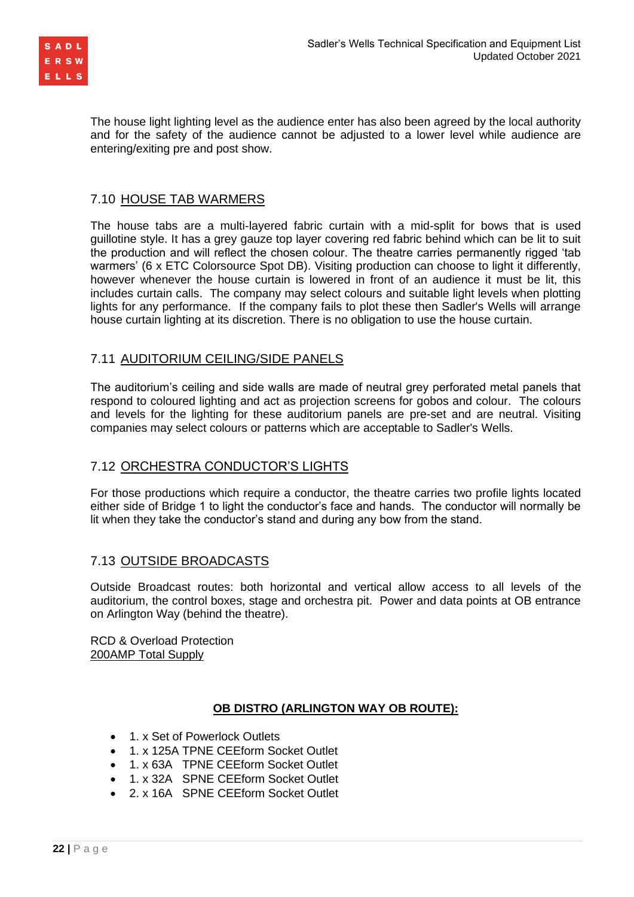The house light lighting level as the audience enter has also been agreed by the local authority and for the safety of the audience cannot be adjusted to a lower level while audience are entering/exiting pre and post show.

## 7.10 HOUSE TAB WARMERS

The house tabs are a multi-layered fabric curtain with a mid-split for bows that is used guillotine style. It has a grey gauze top layer covering red fabric behind which can be lit to suit the production and will reflect the chosen colour. The theatre carries permanently rigged 'tab warmers' (6 x ETC Colorsource Spot DB). Visiting production can choose to light it differently, however whenever the house curtain is lowered in front of an audience it must be lit, this includes curtain calls. The company may select colours and suitable light levels when plotting lights for any performance. If the company fails to plot these then Sadler's Wells will arrange house curtain lighting at its discretion. There is no obligation to use the house curtain.

## 7.11 AUDITORIUM CEILING/SIDE PANELS

The auditorium's ceiling and side walls are made of neutral grey perforated metal panels that respond to coloured lighting and act as projection screens for gobos and colour. The colours and levels for the lighting for these auditorium panels are pre-set and are neutral. Visiting companies may select colours or patterns which are acceptable to Sadler's Wells.

## 7.12 ORCHESTRA CONDUCTOR'S LIGHTS

For those productions which require a conductor, the theatre carries two profile lights located either side of Bridge 1 to light the conductor's face and hands. The conductor will normally be lit when they take the conductor's stand and during any bow from the stand.

## 7.13 OUTSIDE BROADCASTS

Outside Broadcast routes: both horizontal and vertical allow access to all levels of the auditorium, the control boxes, stage and orchestra pit. Power and data points at OB entrance on Arlington Way (behind the theatre).

RCD & Overload Protection
200AMP Total Supply

**OB DISTRO (ARLINGTON WAY OB ROUTE):**

- 1. x Set of Powerlock Outlets
- 1. x 125A TPNE CEEform Socket Outlet
- 1. x 63A TPNE CEEform Socket Outlet
- 1. x 32A SPNE CEEform Socket Outlet
- 2. x 16A SPNE CEEform Socket Outlet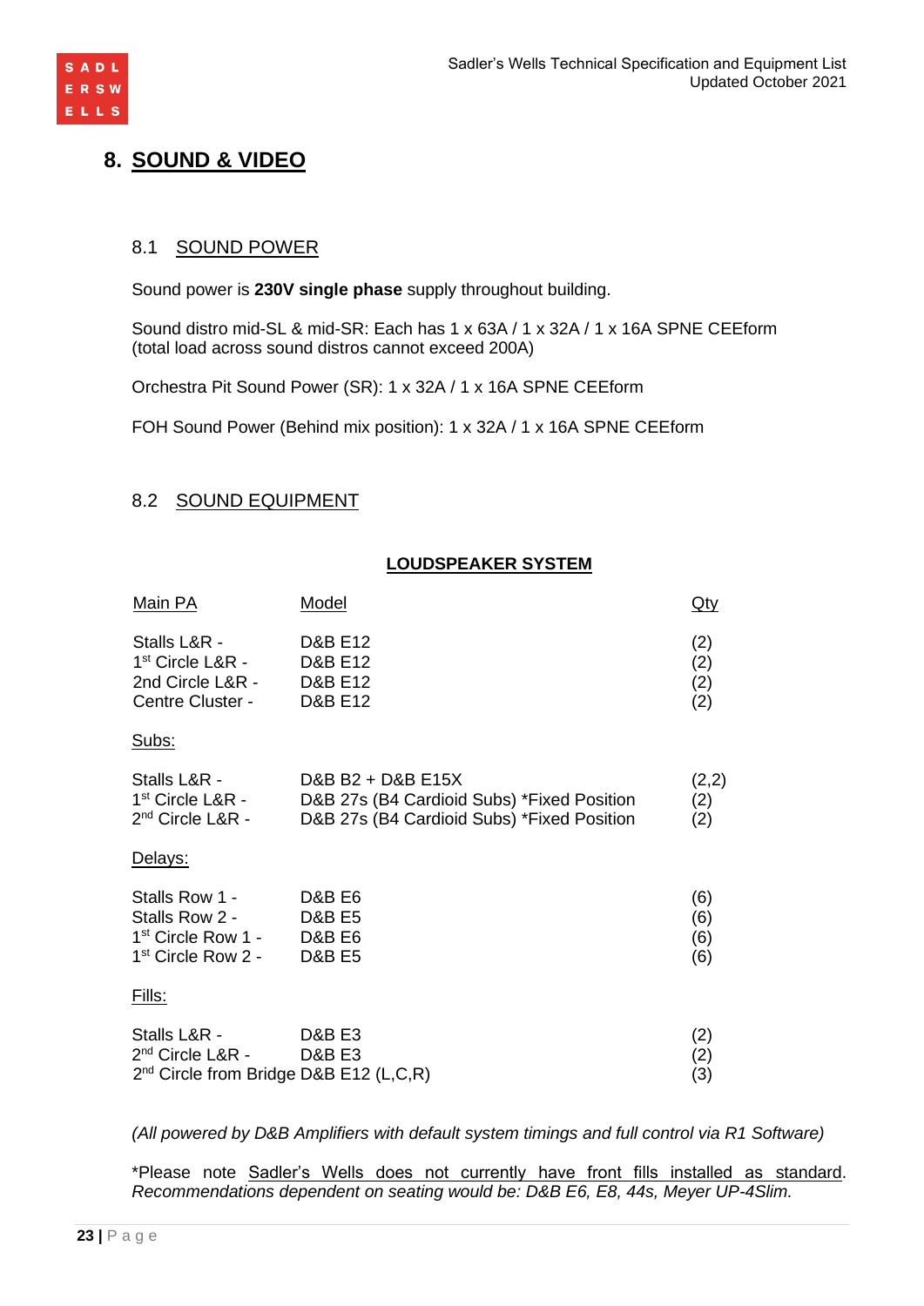# 8. SOUND & VIDEO

## 8.1 SOUND POWER

Sound power is **230V single phase** supply throughout building.

Sound distro mid-SL & mid-SR: Each has 1 x 63A / 1 x 32A / 1 x 16A SPNE CEEform (total load across sound distros cannot exceed 200A)

Orchestra Pit Sound Power (SR): 1 x 32A / 1 x 16A SPNE CEEform

FOH Sound Power (Behind mix position): 1 x 32A / 1 x 16A SPNE CEEform

## 8.2 SOUND EQUIPMENT

**LOUDSPEAKER SYSTEM**

| Main PA | Model | Qty |
|---|---|---|
| Stalls L&R - | D&B E12 | (2) |
| 1st Circle L&R - | D&B E12 | (2) |
| 2nd Circle L&R - | D&B E12 | (2) |
| Centre Cluster - | D&B E12 | (2) |
| **Subs:** | | |
| Stalls L&R - | D&B B2 + D&B E15X | (2,2) |
| 1st Circle L&R - | D&B 27s (B4 Cardioid Subs) *Fixed Position | (2) |
| 2nd Circle L&R - | D&B 27s (B4 Cardioid Subs) *Fixed Position | (2) |
| **Delays:** | | |
| Stalls Row 1 - | D&B E6 | (6) |
| Stalls Row 2 - | D&B E5 | (6) |
| 1st Circle Row 1 - | D&B E6 | (6) |
| 1st Circle Row 2 - | D&B E5 | (6) |
| **Fills:** | | |
| Stalls L&R - | D&B E3 | (2) |
| 2nd Circle L&R - | D&B E3 | (2) |
| 2nd Circle from Bridge | D&B E12 (L,C,R) | (3) |

*(All powered by D&B Amplifiers with default system timings and full control via R1 Software)*

*Please note Sadler's Wells does not currently have front fills installed as standard. *Recommendations dependent on seating would be: D&B E6, E8, 44s, Meyer UP-4Slim.*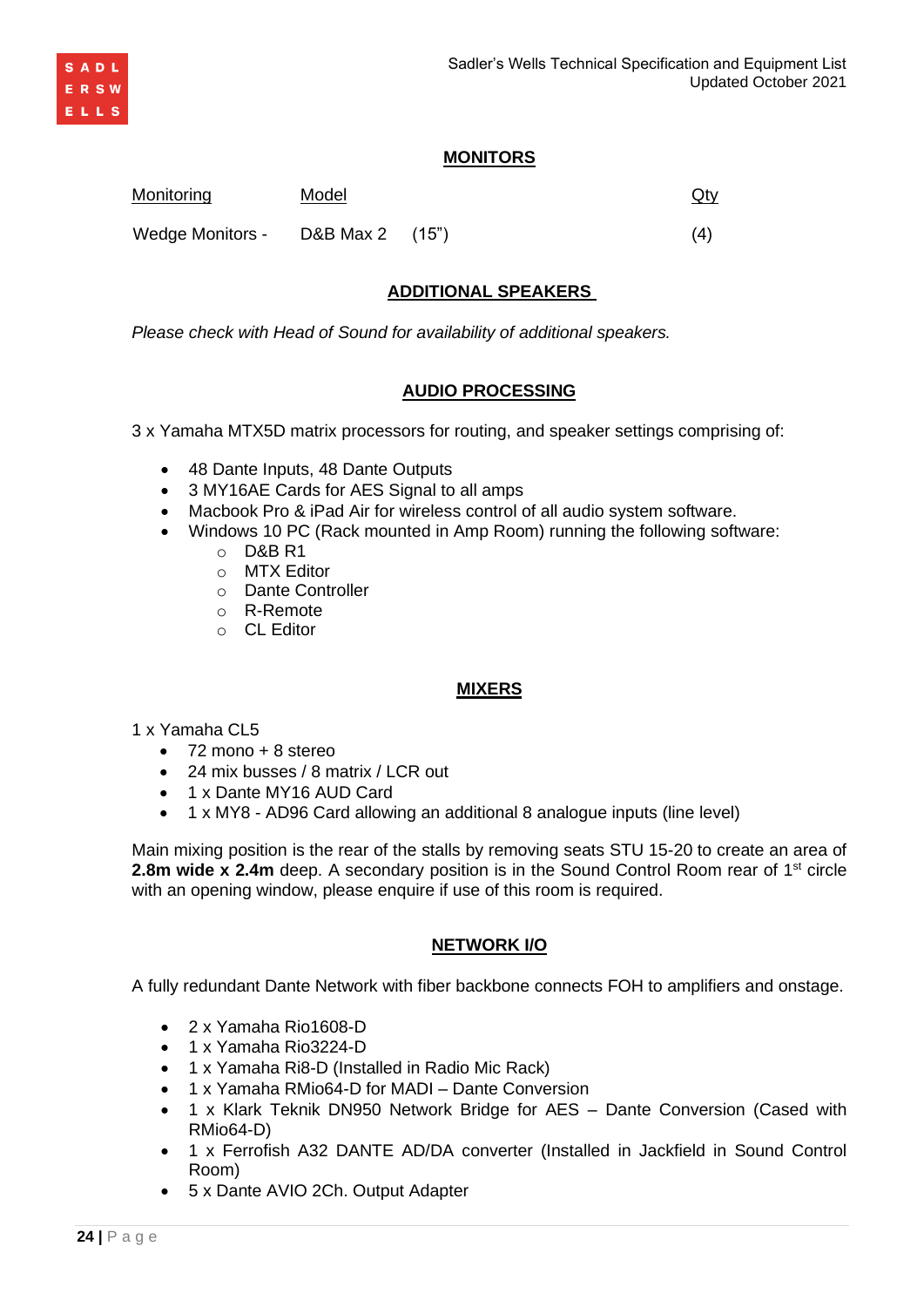## MONITORS

| Monitoring | Model | Qty |
|---|---|---|
| Wedge Monitors - | D&B Max 2 (15") | (4) |

## ADDITIONAL SPEAKERS

*Please check with Head of Sound for availability of additional speakers.*

## AUDIO PROCESSING

3 x Yamaha MTX5D matrix processors for routing, and speaker settings comprising of:

- 48 Dante Inputs, 48 Dante Outputs
- 3 MY16AE Cards for AES Signal to all amps
- Macbook Pro & iPad Air for wireless control of all audio system software.
- Windows 10 PC (Rack mounted in Amp Room) running the following software:
  - D&B R1
  - MTX Editor
  - Dante Controller
  - R-Remote
  - CL Editor

## MIXERS

1 x Yamaha CL5

- 72 mono + 8 stereo
- 24 mix busses / 8 matrix / LCR out
- 1 x Dante MY16 AUD Card
- 1 x MY8 - AD96 Card allowing an additional 8 analogue inputs (line level)

Main mixing position is the rear of the stalls by removing seats STU 15-20 to create an area of **2.8m wide x 2.4m** deep. A secondary position is in the Sound Control Room rear of 1st circle with an opening window, please enquire if use of this room is required.

## NETWORK I/O

A fully redundant Dante Network with fiber backbone connects FOH to amplifiers and onstage.

- 2 x Yamaha Rio1608-D
- 1 x Yamaha Rio3224-D
- 1 x Yamaha Ri8-D (Installed in Radio Mic Rack)
- 1 x Yamaha RMio64-D for MADI – Dante Conversion
- 1 x Klark Teknik DN950 Network Bridge for AES – Dante Conversion (Cased with RMio64-D)
- 1 x Ferrofish A32 DANTE AD/DA converter (Installed in Jackfield in Sound Control Room)
- 5 x Dante AVIO 2Ch. Output Adapter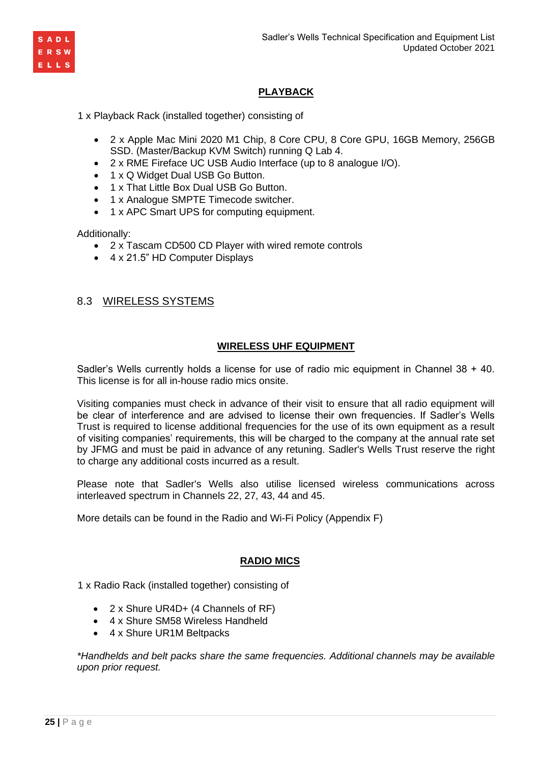### PLAYBACK

1 x Playback Rack (installed together) consisting of

- 2 x Apple Mac Mini 2020 M1 Chip, 8 Core CPU, 8 Core GPU, 16GB Memory, 256GB SSD. (Master/Backup KVM Switch) running Q Lab 4.
- 2 x RME Fireface UC USB Audio Interface (up to 8 analogue I/O).
- 1 x Q Widget Dual USB Go Button.
- 1 x That Little Box Dual USB Go Button.
- 1 x Analogue SMPTE Timecode switcher.
- 1 x APC Smart UPS for computing equipment.

Additionally:

- 2 x Tascam CD500 CD Player with wired remote controls
- 4 x 21.5" HD Computer Displays

## 8.3 WIRELESS SYSTEMS

### WIRELESS UHF EQUIPMENT

Sadler's Wells currently holds a license for use of radio mic equipment in Channel 38 + 40. This license is for all in-house radio mics onsite.

Visiting companies must check in advance of their visit to ensure that all radio equipment will be clear of interference and are advised to license their own frequencies. If Sadler's Wells Trust is required to license additional frequencies for the use of its own equipment as a result of visiting companies' requirements, this will be charged to the company at the annual rate set by JFMG and must be paid in advance of any retuning. Sadler's Wells Trust reserve the right to charge any additional costs incurred as a result.

Please note that Sadler's Wells also utilise licensed wireless communications across interleaved spectrum in Channels 22, 27, 43, 44 and 45.

More details can be found in the Radio and Wi-Fi Policy (Appendix F)

### RADIO MICS

1 x Radio Rack (installed together) consisting of

- 2 x Shure UR4D+ (4 Channels of RF)
- 4 x Shure SM58 Wireless Handheld
- 4 x Shure UR1M Beltpacks

*\*Handhelds and belt packs share the same frequencies. Additional channels may be available upon prior request.*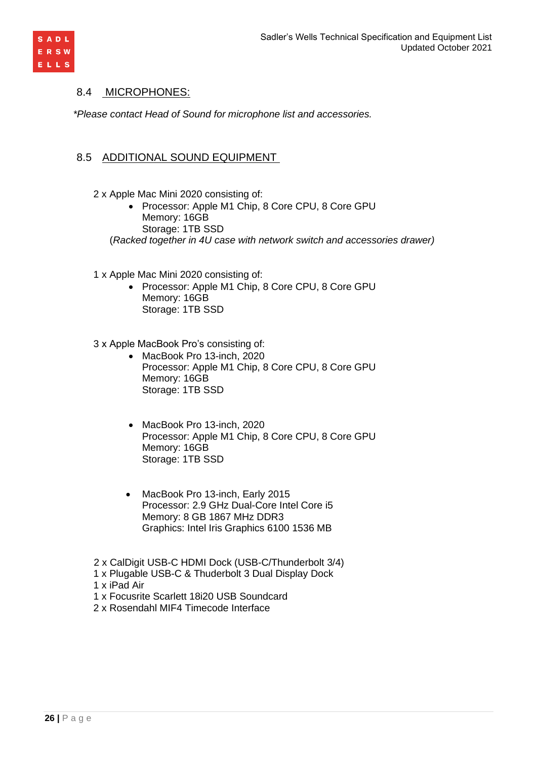## 8.4 MICROPHONES:

*\*Please contact Head of Sound for microphone list and accessories.*

## 8.5 ADDITIONAL SOUND EQUIPMENT

2 x Apple Mac Mini 2020 consisting of:

- Processor: Apple M1 Chip, 8 Core CPU, 8 Core GPU
  Memory: 16GB
  Storage: 1TB SSD

(*Racked together in 4U case with network switch and accessories drawer)*

1 x Apple Mac Mini 2020 consisting of:

- Processor: Apple M1 Chip, 8 Core CPU, 8 Core GPU
  Memory: 16GB
  Storage: 1TB SSD

3 x Apple MacBook Pro's consisting of:

- MacBook Pro 13-inch, 2020
  Processor: Apple M1 Chip, 8 Core CPU, 8 Core GPU
  Memory: 16GB
  Storage: 1TB SSD

- MacBook Pro 13-inch, 2020
  Processor: Apple M1 Chip, 8 Core CPU, 8 Core GPU
  Memory: 16GB
  Storage: 1TB SSD

- MacBook Pro 13-inch, Early 2015
  Processor: 2.9 GHz Dual-Core Intel Core i5
  Memory: 8 GB 1867 MHz DDR3
  Graphics: Intel Iris Graphics 6100 1536 MB

2 x CalDigit USB-C HDMI Dock (USB-C/Thunderbolt 3/4)
1 x Plugable USB-C & Thuderbolt 3 Dual Display Dock
1 x iPad Air
1 x Focusrite Scarlett 18i20 USB Soundcard
2 x Rosendahl MIF4 Timecode Interface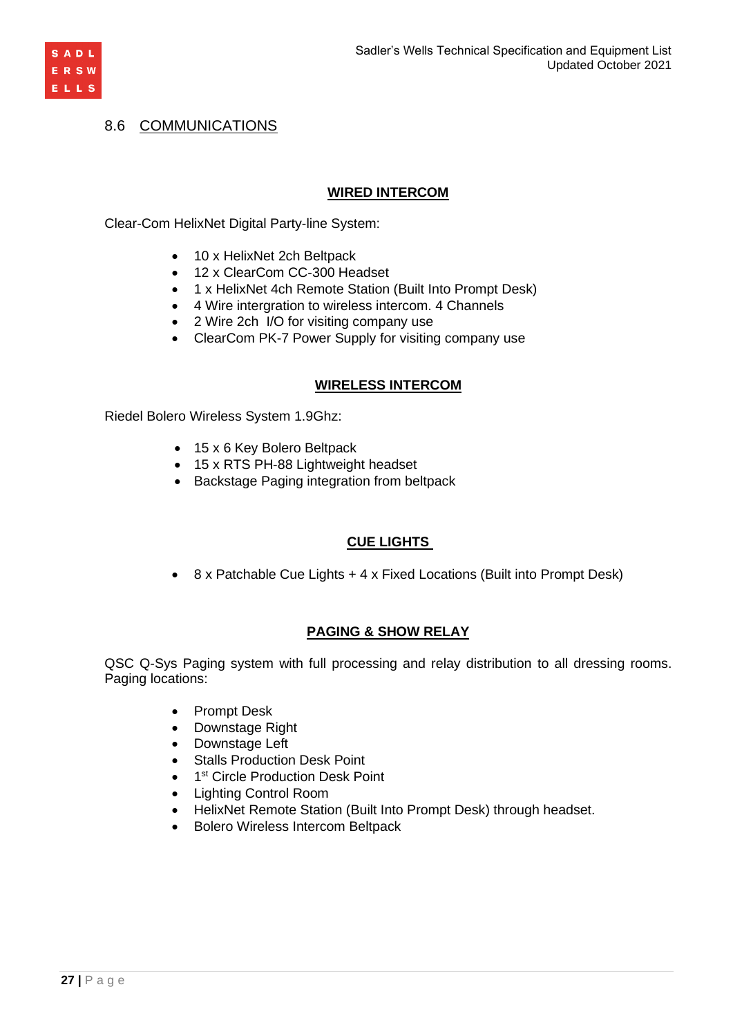## 8.6 COMMUNICATIONS

### WIRED INTERCOM

Clear-Com HelixNet Digital Party-line System:

- 10 x HelixNet 2ch Beltpack
- 12 x ClearCom CC-300 Headset
- 1 x HelixNet 4ch Remote Station (Built Into Prompt Desk)
- 4 Wire intergration to wireless intercom. 4 Channels
- 2 Wire 2ch I/O for visiting company use
- ClearCom PK-7 Power Supply for visiting company use

### WIRELESS INTERCOM

Riedel Bolero Wireless System 1.9Ghz:

- 15 x 6 Key Bolero Beltpack
- 15 x RTS PH-88 Lightweight headset
- Backstage Paging integration from beltpack

### CUE LIGHTS

- 8 x Patchable Cue Lights + 4 x Fixed Locations (Built into Prompt Desk)

### PAGING & SHOW RELAY

QSC Q-Sys Paging system with full processing and relay distribution to all dressing rooms. Paging locations:

- Prompt Desk
- Downstage Right
- Downstage Left
- Stalls Production Desk Point
- 1st Circle Production Desk Point
- Lighting Control Room
- HelixNet Remote Station (Built Into Prompt Desk) through headset.
- Bolero Wireless Intercom Beltpack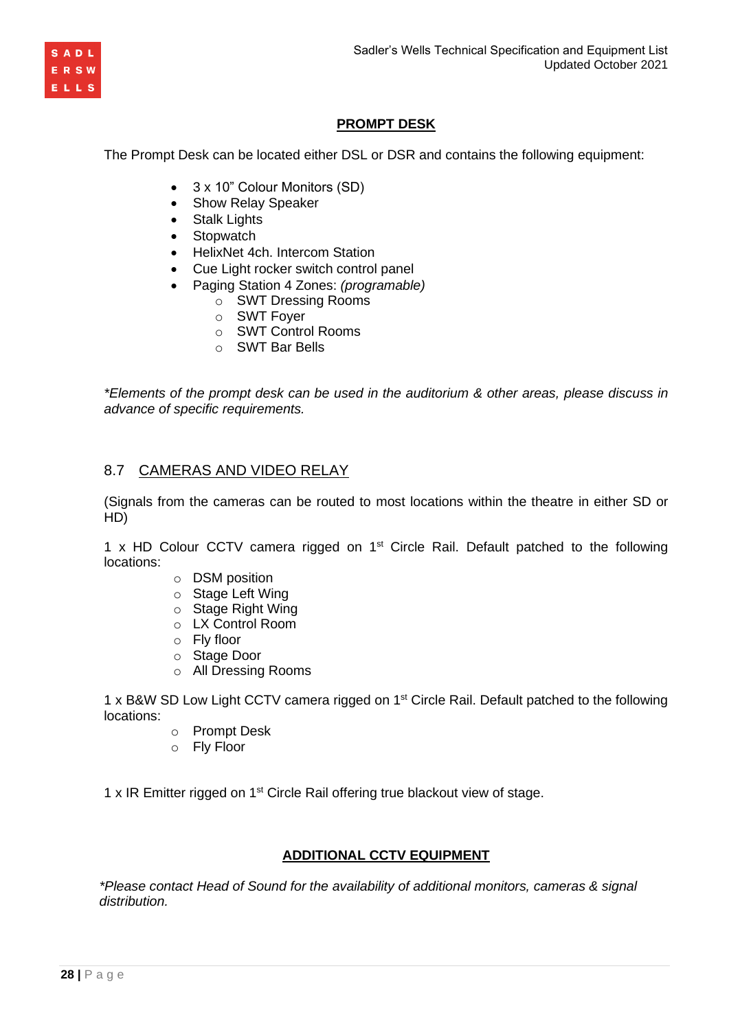## PROMPT DESK

The Prompt Desk can be located either DSL or DSR and contains the following equipment:

- 3 x 10" Colour Monitors (SD)
- Show Relay Speaker
- Stalk Lights
- Stopwatch
- HelixNet 4ch. Intercom Station
- Cue Light rocker switch control panel
- Paging Station 4 Zones: *(programable)*
  - SWT Dressing Rooms
  - SWT Foyer
  - SWT Control Rooms
  - SWT Bar Bells

*\*Elements of the prompt desk can be used in the auditorium & other areas, please discuss in advance of specific requirements.*

## 8.7 CAMERAS AND VIDEO RELAY

(Signals from the cameras can be routed to most locations within the theatre in either SD or HD)

1 x HD Colour CCTV camera rigged on 1st Circle Rail. Default patched to the following locations:

- DSM position
- Stage Left Wing
- Stage Right Wing
- LX Control Room
- Fly floor
- Stage Door
- All Dressing Rooms

1 x B&W SD Low Light CCTV camera rigged on 1st Circle Rail. Default patched to the following locations:

- Prompt Desk
- Fly Floor

1 x IR Emitter rigged on 1st Circle Rail offering true blackout view of stage.

## ADDITIONAL CCTV EQUIPMENT

*\*Please contact Head of Sound for the availability of additional monitors, cameras & signal distribution.*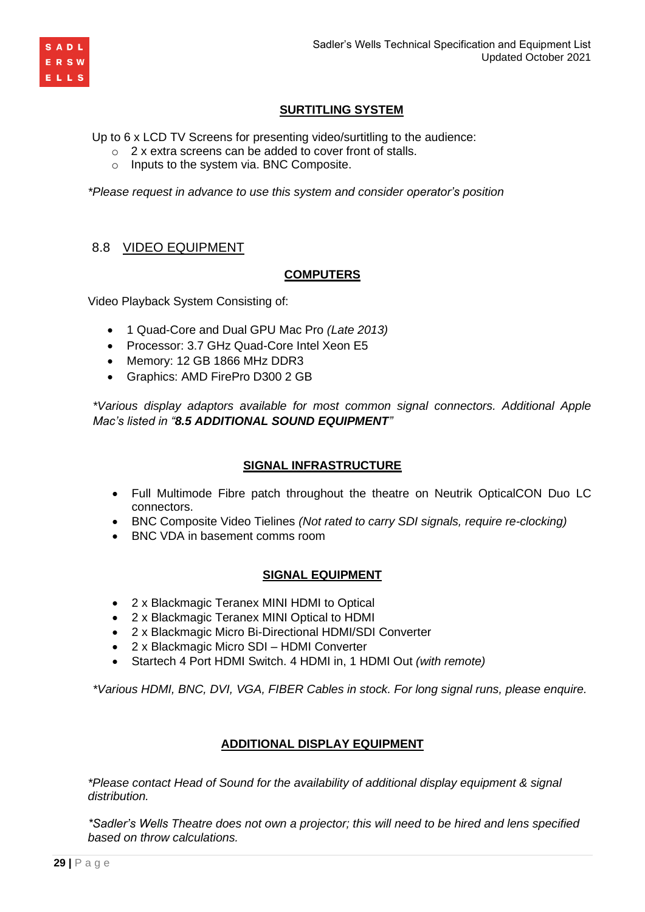## SURTITLING SYSTEM

Up to 6 x LCD TV Screens for presenting video/surtitling to the audience:

- 2 x extra screens can be added to cover front of stalls.
- Inputs to the system via. BNC Composite.

*\*Please request in advance to use this system and consider operator's position*

## 8.8 VIDEO EQUIPMENT

### COMPUTERS

Video Playback System Consisting of:

- 1 Quad-Core and Dual GPU Mac Pro *(Late 2013)*
- Processor: 3.7 GHz Quad-Core Intel Xeon E5
- Memory: 12 GB 1866 MHz DDR3
- Graphics: AMD FirePro D300 2 GB

*\*Various display adaptors available for most common signal connectors. Additional Apple Mac's listed in "**8.5 ADDITIONAL SOUND EQUIPMENT**"*

### SIGNAL INFRASTRUCTURE

- Full Multimode Fibre patch throughout the theatre on Neutrik OpticalCON Duo LC connectors.
- BNC Composite Video Tielines *(Not rated to carry SDI signals, require re-clocking)*
- BNC VDA in basement comms room

### SIGNAL EQUIPMENT

- 2 x Blackmagic Teranex MINI HDMI to Optical
- 2 x Blackmagic Teranex MINI Optical to HDMI
- 2 x Blackmagic Micro Bi-Directional HDMI/SDI Converter
- 2 x Blackmagic Micro SDI – HDMI Converter
- Startech 4 Port HDMI Switch. 4 HDMI in, 1 HDMI Out *(with remote)*

*\*Various HDMI, BNC, DVI, VGA, FIBER Cables in stock. For long signal runs, please enquire.*

### ADDITIONAL DISPLAY EQUIPMENT

*\*Please contact Head of Sound for the availability of additional display equipment & signal distribution.*

*\*Sadler's Wells Theatre does not own a projector; this will need to be hired and lens specified based on throw calculations.*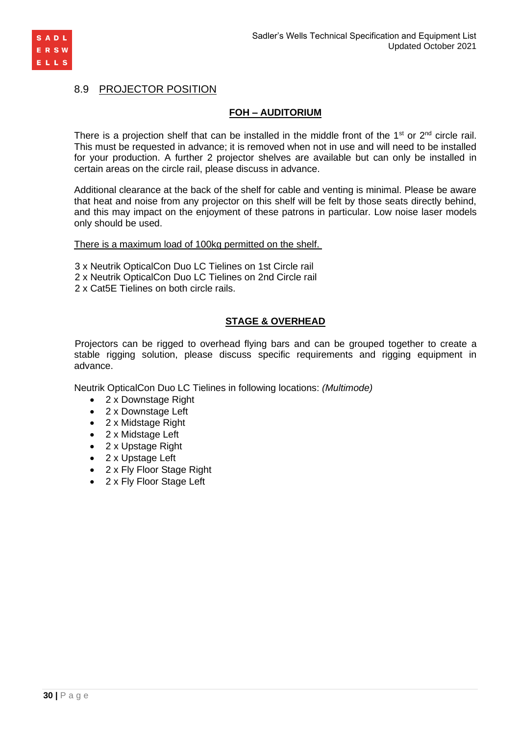## 8.9 PROJECTOR POSITION

**FOH – AUDITORIUM**

There is a projection shelf that can be installed in the middle front of the 1st or 2nd circle rail. This must be requested in advance; it is removed when not in use and will need to be installed for your production. A further 2 projector shelves are available but can only be installed in certain areas on the circle rail, please discuss in advance.

Additional clearance at the back of the shelf for cable and venting is minimal. Please be aware that heat and noise from any projector on this shelf will be felt by those seats directly behind, and this may impact on the enjoyment of these patrons in particular. Low noise laser models only should be used.

<u>There is a maximum load of 100kg permitted on the shelf.</u>

3 x Neutrik OpticalCon Duo LC Tielines on 1st Circle rail
2 x Neutrik OpticalCon Duo LC Tielines on 2nd Circle rail
2 x Cat5E Tielines on both circle rails.

**STAGE & OVERHEAD**

Projectors can be rigged to overhead flying bars and can be grouped together to create a stable rigging solution, please discuss specific requirements and rigging equipment in advance.

Neutrik OpticalCon Duo LC Tielines in following locations: *(Multimode)*

- 2 x Downstage Right
- 2 x Downstage Left
- 2 x Midstage Right
- 2 x Midstage Left
- 2 x Upstage Right
- 2 x Upstage Left
- 2 x Fly Floor Stage Right
- 2 x Fly Floor Stage Left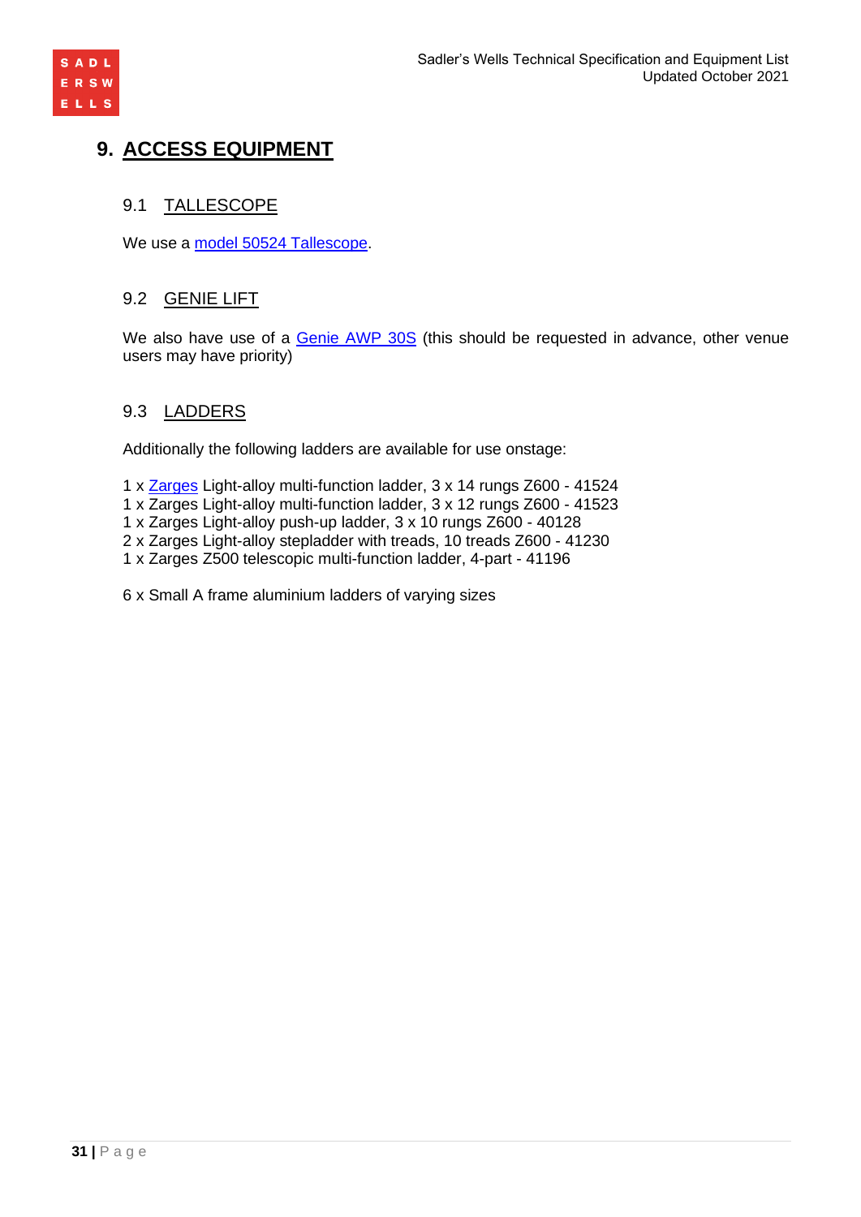# 9. ACCESS EQUIPMENT

## 9.1 TALLESCOPE

We use a model 50524 Tallescope.

## 9.2 GENIE LIFT

We also have use of a Genie AWP 30S (this should be requested in advance, other venue users may have priority)

## 9.3 LADDERS

Additionally the following ladders are available for use onstage:

1 x Zarges Light-alloy multi-function ladder, 3 x 14 rungs Z600 - 41524
1 x Zarges Light-alloy multi-function ladder, 3 x 12 rungs Z600 - 41523
1 x Zarges Light-alloy push-up ladder, 3 x 10 rungs Z600 - 40128
2 x Zarges Light-alloy stepladder with treads, 10 treads Z600 - 41230
1 x Zarges Z500 telescopic multi-function ladder, 4-part - 41196

6 x Small A frame aluminium ladders of varying sizes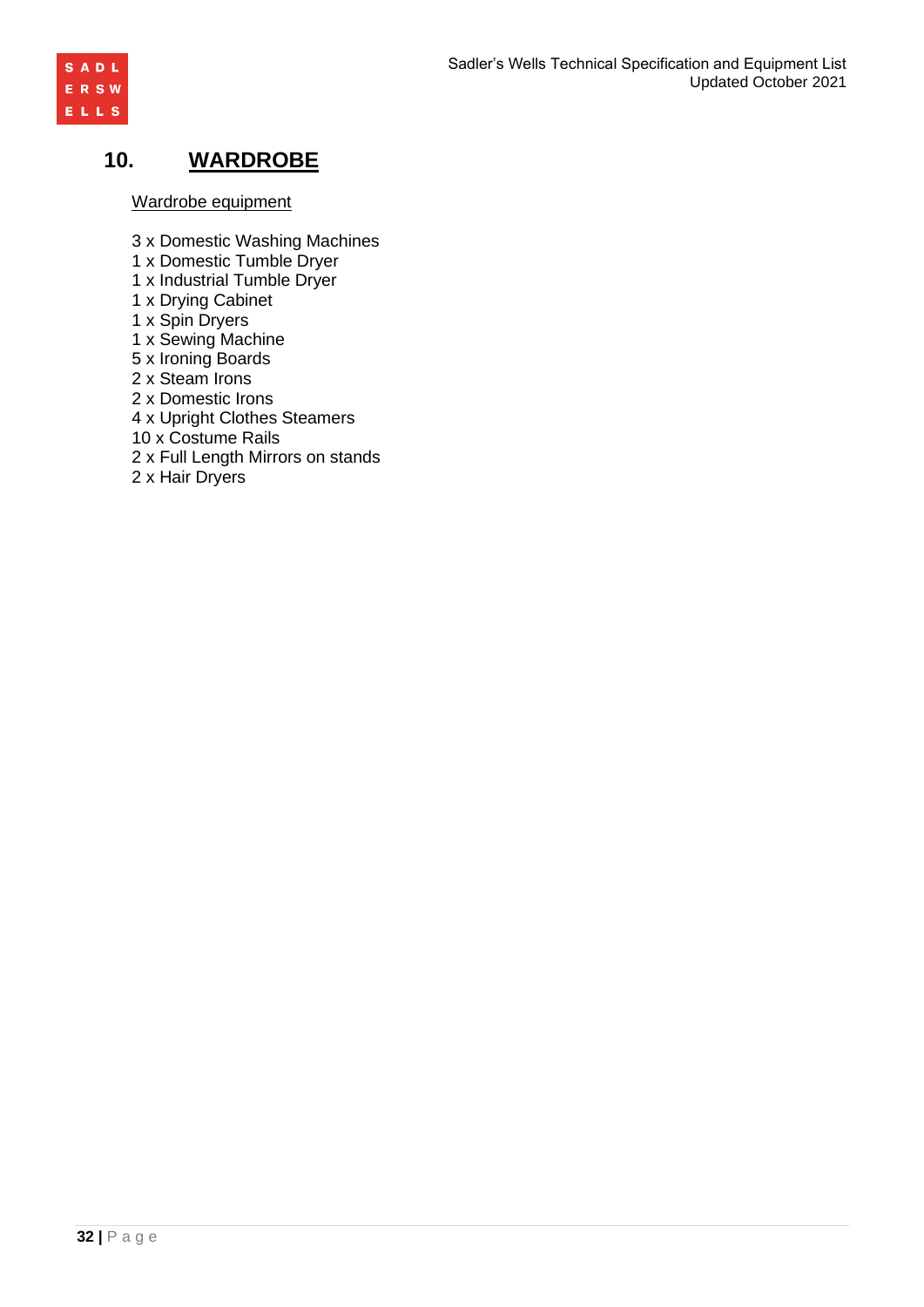## 10. WARDROBE

Wardrobe equipment

3 x Domestic Washing Machines
1 x Domestic Tumble Dryer
1 x Industrial Tumble Dryer
1 x Drying Cabinet
1 x Spin Dryers
1 x Sewing Machine
5 x Ironing Boards
2 x Steam Irons
2 x Domestic Irons
4 x Upright Clothes Steamers
10 x Costume Rails
2 x Full Length Mirrors on stands
2 x Hair Dryers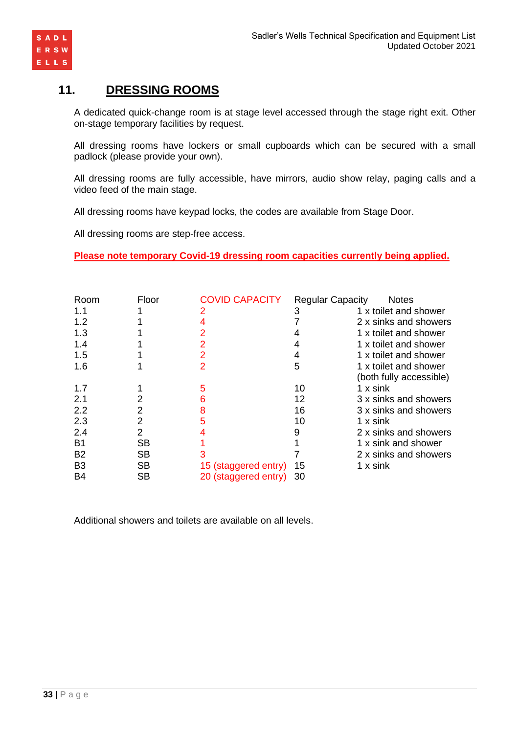## 11. DRESSING ROOMS

A dedicated quick-change room is at stage level accessed through the stage right exit. Other on-stage temporary facilities by request.

All dressing rooms have lockers or small cupboards which can be secured with a small padlock (please provide your own).

All dressing rooms are fully accessible, have mirrors, audio show relay, paging calls and a video feed of the main stage.

All dressing rooms have keypad locks, the codes are available from Stage Door.

All dressing rooms are step-free access.

**Please note temporary Covid-19 dressing room capacities currently being applied.**

| Room | Floor | COVID CAPACITY | Regular Capacity | Notes |
|---|---|---|---|---|
| 1.1 | 1 | 2 | 3 | 1 x toilet and shower |
| 1.2 | 1 | 4 | 7 | 2 x sinks and showers |
| 1.3 | 1 | 2 | 4 | 1 x toilet and shower |
| 1.4 | 1 | 2 | 4 | 1 x toilet and shower |
| 1.5 | 1 | 2 | 4 | 1 x toilet and shower |
| 1.6 | 1 | 2 | 5 | 1 x toilet and shower (both fully accessible) |
| 1.7 | 1 | 5 | 10 | 1 x sink |
| 2.1 | 2 | 6 | 12 | 3 x sinks and showers |
| 2.2 | 2 | 8 | 16 | 3 x sinks and showers |
| 2.3 | 2 | 5 | 10 | 1 x sink |
| 2.4 | 2 | 4 | 9 | 2 x sinks and showers |
| B1 | SB | 1 | 1 | 1 x sink and shower |
| B2 | SB | 3 | 7 | 2 x sinks and showers |
| B3 | SB | 15 (staggered entry) | 15 | 1 x sink |
| B4 | SB | 20 (staggered entry) | 30 | |

Additional showers and toilets are available on all levels.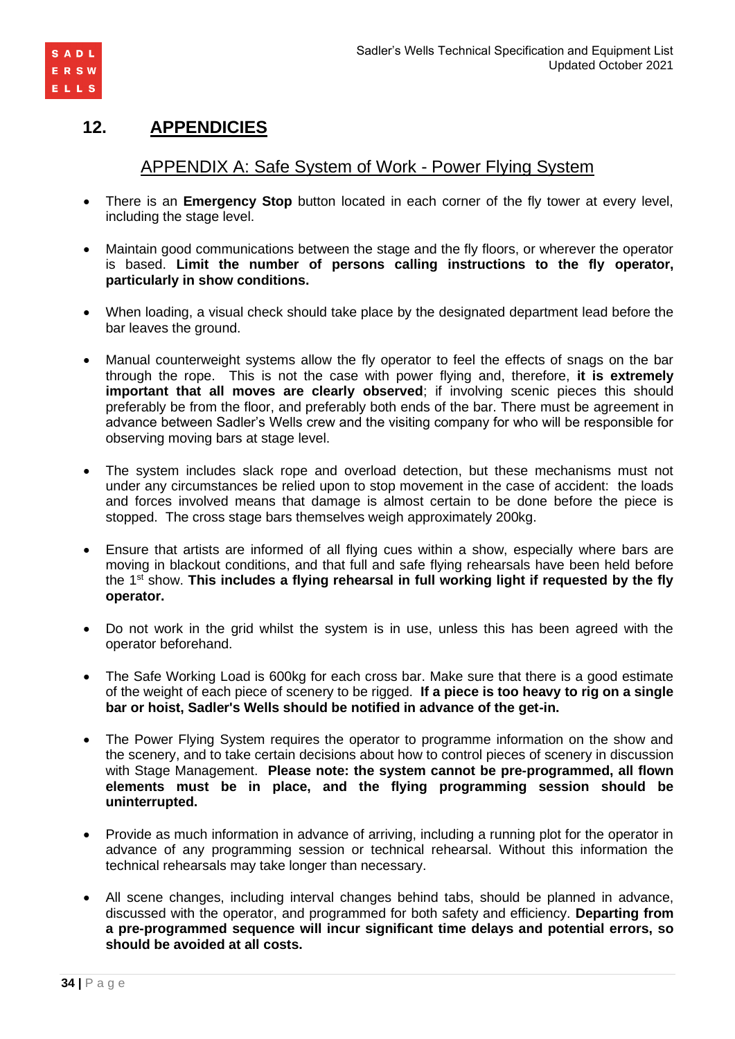## 12. APPENDICIES

### APPENDIX A: Safe System of Work - Power Flying System

- There is an **Emergency Stop** button located in each corner of the fly tower at every level, including the stage level.

- Maintain good communications between the stage and the fly floors, or wherever the operator is based. **Limit the number of persons calling instructions to the fly operator, particularly in show conditions.**

- When loading, a visual check should take place by the designated department lead before the bar leaves the ground.

- Manual counterweight systems allow the fly operator to feel the effects of snags on the bar through the rope. This is not the case with power flying and, therefore, **it is extremely important that all moves are clearly observed**; if involving scenic pieces this should preferably be from the floor, and preferably both ends of the bar. There must be agreement in advance between Sadler's Wells crew and the visiting company for who will be responsible for observing moving bars at stage level.

- The system includes slack rope and overload detection, but these mechanisms must not under any circumstances be relied upon to stop movement in the case of accident: the loads and forces involved means that damage is almost certain to be done before the piece is stopped. The cross stage bars themselves weigh approximately 200kg.

- Ensure that artists are informed of all flying cues within a show, especially where bars are moving in blackout conditions, and that full and safe flying rehearsals have been held before the 1st show. **This includes a flying rehearsal in full working light if requested by the fly operator.**

- Do not work in the grid whilst the system is in use, unless this has been agreed with the operator beforehand.

- The Safe Working Load is 600kg for each cross bar. Make sure that there is a good estimate of the weight of each piece of scenery to be rigged. **If a piece is too heavy to rig on a single bar or hoist, Sadler's Wells should be notified in advance of the get-in.**

- The Power Flying System requires the operator to programme information on the show and the scenery, and to take certain decisions about how to control pieces of scenery in discussion with Stage Management. **Please note: the system cannot be pre-programmed, all flown elements must be in place, and the flying programming session should be uninterrupted.**

- Provide as much information in advance of arriving, including a running plot for the operator in advance of any programming session or technical rehearsal. Without this information the technical rehearsals may take longer than necessary.

- All scene changes, including interval changes behind tabs, should be planned in advance, discussed with the operator, and programmed for both safety and efficiency. **Departing from a pre-programmed sequence will incur significant time delays and potential errors, so should be avoided at all costs.**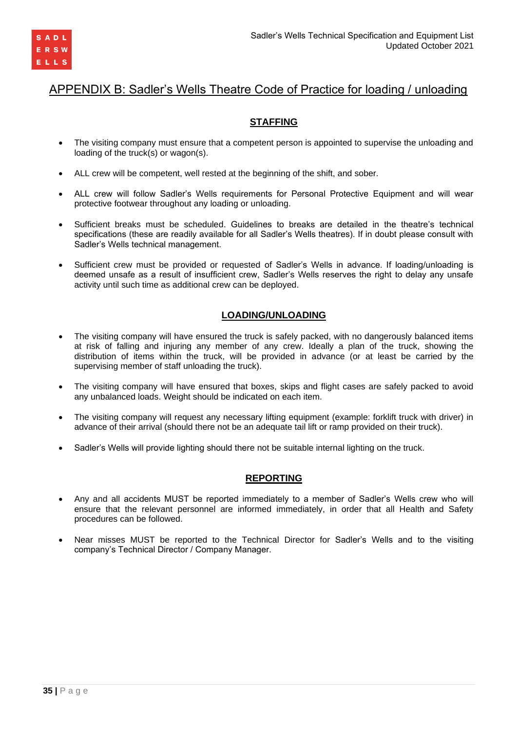# APPENDIX B: Sadler's Wells Theatre Code of Practice for loading / unloading

## STAFFING

- The visiting company must ensure that a competent person is appointed to supervise the unloading and loading of the truck(s) or wagon(s).
- ALL crew will be competent, well rested at the beginning of the shift, and sober.
- ALL crew will follow Sadler's Wells requirements for Personal Protective Equipment and will wear protective footwear throughout any loading or unloading.
- Sufficient breaks must be scheduled. Guidelines to breaks are detailed in the theatre's technical specifications (these are readily available for all Sadler's Wells theatres). If in doubt please consult with Sadler's Wells technical management.
- Sufficient crew must be provided or requested of Sadler's Wells in advance. If loading/unloading is deemed unsafe as a result of insufficient crew, Sadler's Wells reserves the right to delay any unsafe activity until such time as additional crew can be deployed.

## LOADING/UNLOADING

- The visiting company will have ensured the truck is safely packed, with no dangerously balanced items at risk of falling and injuring any member of any crew. Ideally a plan of the truck, showing the distribution of items within the truck, will be provided in advance (or at least be carried by the supervising member of staff unloading the truck).
- The visiting company will have ensured that boxes, skips and flight cases are safely packed to avoid any unbalanced loads. Weight should be indicated on each item.
- The visiting company will request any necessary lifting equipment (example: forklift truck with driver) in advance of their arrival (should there not be an adequate tail lift or ramp provided on their truck).
- Sadler's Wells will provide lighting should there not be suitable internal lighting on the truck.

## REPORTING

- Any and all accidents MUST be reported immediately to a member of Sadler's Wells crew who will ensure that the relevant personnel are informed immediately, in order that all Health and Safety procedures can be followed.
- Near misses MUST be reported to the Technical Director for Sadler's Wells and to the visiting company's Technical Director / Company Manager.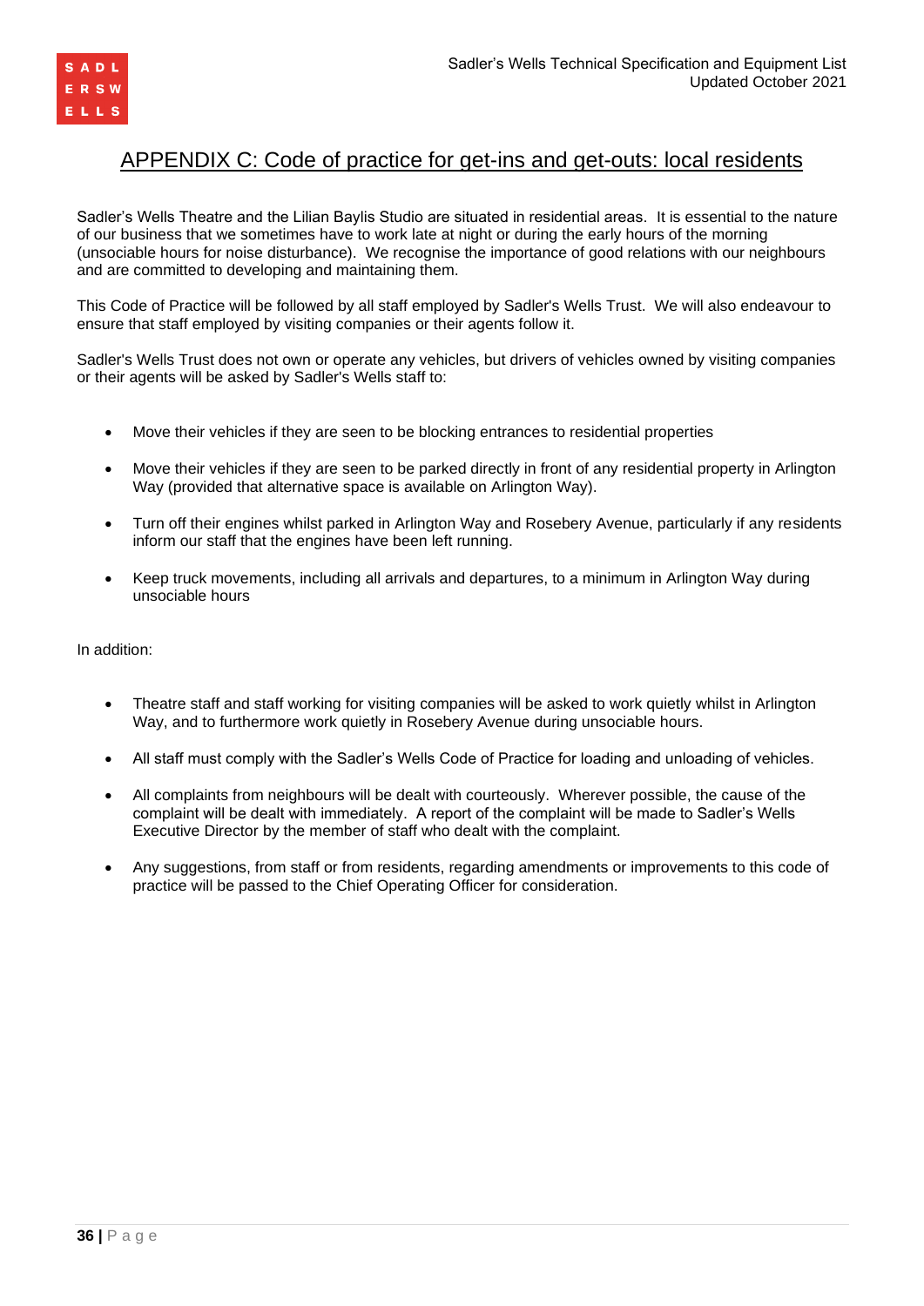# APPENDIX C: Code of practice for get-ins and get-outs: local residents

Sadler's Wells Theatre and the Lilian Baylis Studio are situated in residential areas. It is essential to the nature of our business that we sometimes have to work late at night or during the early hours of the morning (unsociable hours for noise disturbance). We recognise the importance of good relations with our neighbours and are committed to developing and maintaining them.

This Code of Practice will be followed by all staff employed by Sadler's Wells Trust. We will also endeavour to ensure that staff employed by visiting companies or their agents follow it.

Sadler's Wells Trust does not own or operate any vehicles, but drivers of vehicles owned by visiting companies or their agents will be asked by Sadler's Wells staff to:

- Move their vehicles if they are seen to be blocking entrances to residential properties
- Move their vehicles if they are seen to be parked directly in front of any residential property in Arlington Way (provided that alternative space is available on Arlington Way).
- Turn off their engines whilst parked in Arlington Way and Rosebery Avenue, particularly if any residents inform our staff that the engines have been left running.
- Keep truck movements, including all arrivals and departures, to a minimum in Arlington Way during unsociable hours

In addition:

- Theatre staff and staff working for visiting companies will be asked to work quietly whilst in Arlington Way, and to furthermore work quietly in Rosebery Avenue during unsociable hours.
- All staff must comply with the Sadler's Wells Code of Practice for loading and unloading of vehicles.
- All complaints from neighbours will be dealt with courteously. Wherever possible, the cause of the complaint will be dealt with immediately. A report of the complaint will be made to Sadler's Wells Executive Director by the member of staff who dealt with the complaint.
- Any suggestions, from staff or from residents, regarding amendments or improvements to this code of practice will be passed to the Chief Operating Officer for consideration.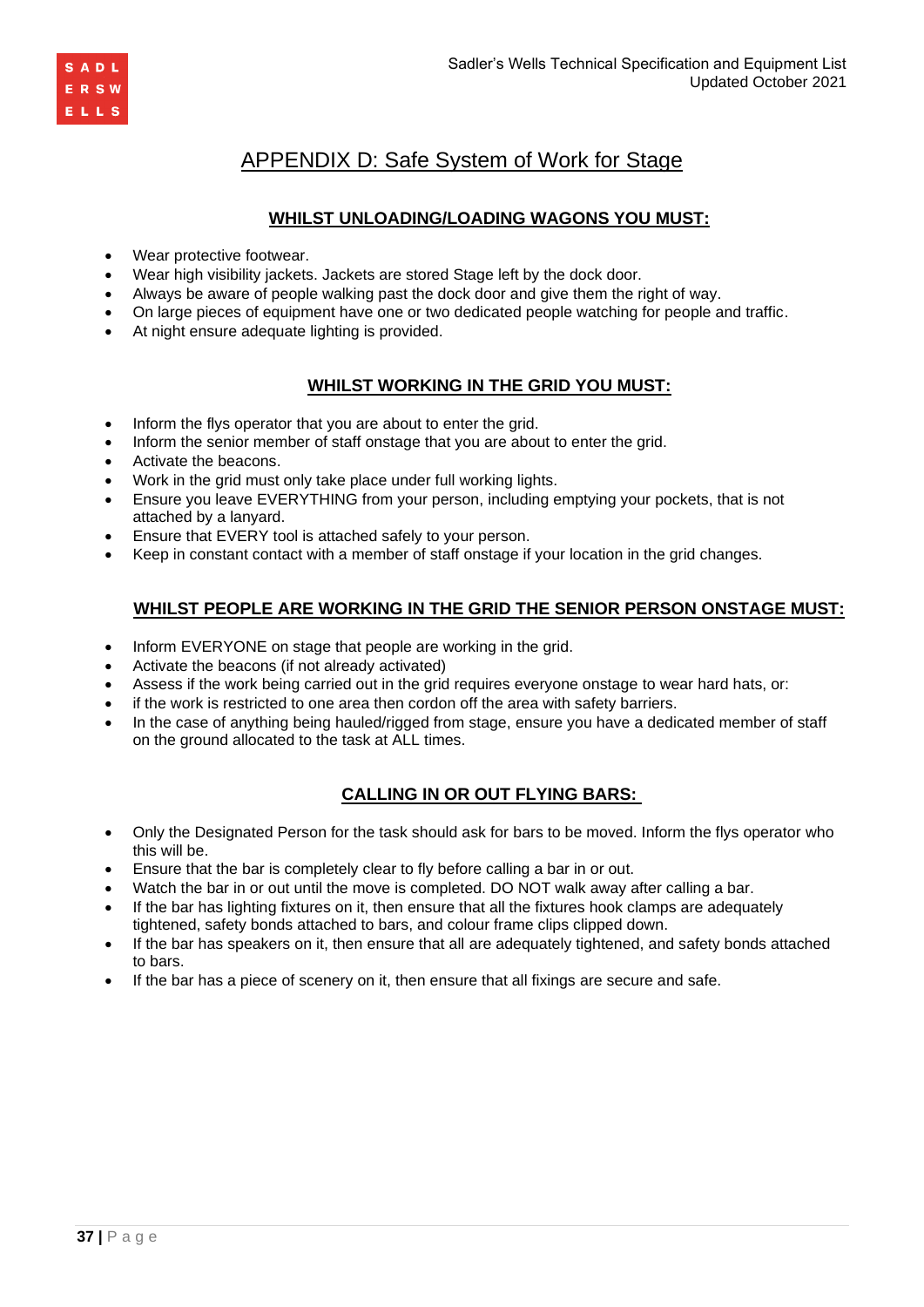# APPENDIX D: Safe System of Work for Stage

## WHILST UNLOADING/LOADING WAGONS YOU MUST:

- Wear protective footwear.
- Wear high visibility jackets. Jackets are stored Stage left by the dock door.
- Always be aware of people walking past the dock door and give them the right of way.
- On large pieces of equipment have one or two dedicated people watching for people and traffic.
- At night ensure adequate lighting is provided.

## WHILST WORKING IN THE GRID YOU MUST:

- Inform the flys operator that you are about to enter the grid.
- Inform the senior member of staff onstage that you are about to enter the grid.
- Activate the beacons.
- Work in the grid must only take place under full working lights.
- Ensure you leave EVERYTHING from your person, including emptying your pockets, that is not attached by a lanyard.
- Ensure that EVERY tool is attached safely to your person.
- Keep in constant contact with a member of staff onstage if your location in the grid changes.

## WHILST PEOPLE ARE WORKING IN THE GRID THE SENIOR PERSON ONSTAGE MUST:

- Inform EVERYONE on stage that people are working in the grid.
- Activate the beacons (if not already activated)
- Assess if the work being carried out in the grid requires everyone onstage to wear hard hats, or:
- if the work is restricted to one area then cordon off the area with safety barriers.
- In the case of anything being hauled/rigged from stage, ensure you have a dedicated member of staff on the ground allocated to the task at ALL times.

## CALLING IN OR OUT FLYING BARS:

- Only the Designated Person for the task should ask for bars to be moved. Inform the flys operator who this will be.
- Ensure that the bar is completely clear to fly before calling a bar in or out.
- Watch the bar in or out until the move is completed. DO NOT walk away after calling a bar.
- If the bar has lighting fixtures on it, then ensure that all the fixtures hook clamps are adequately tightened, safety bonds attached to bars, and colour frame clips clipped down.
- If the bar has speakers on it, then ensure that all are adequately tightened, and safety bonds attached to bars.
- If the bar has a piece of scenery on it, then ensure that all fixings are secure and safe.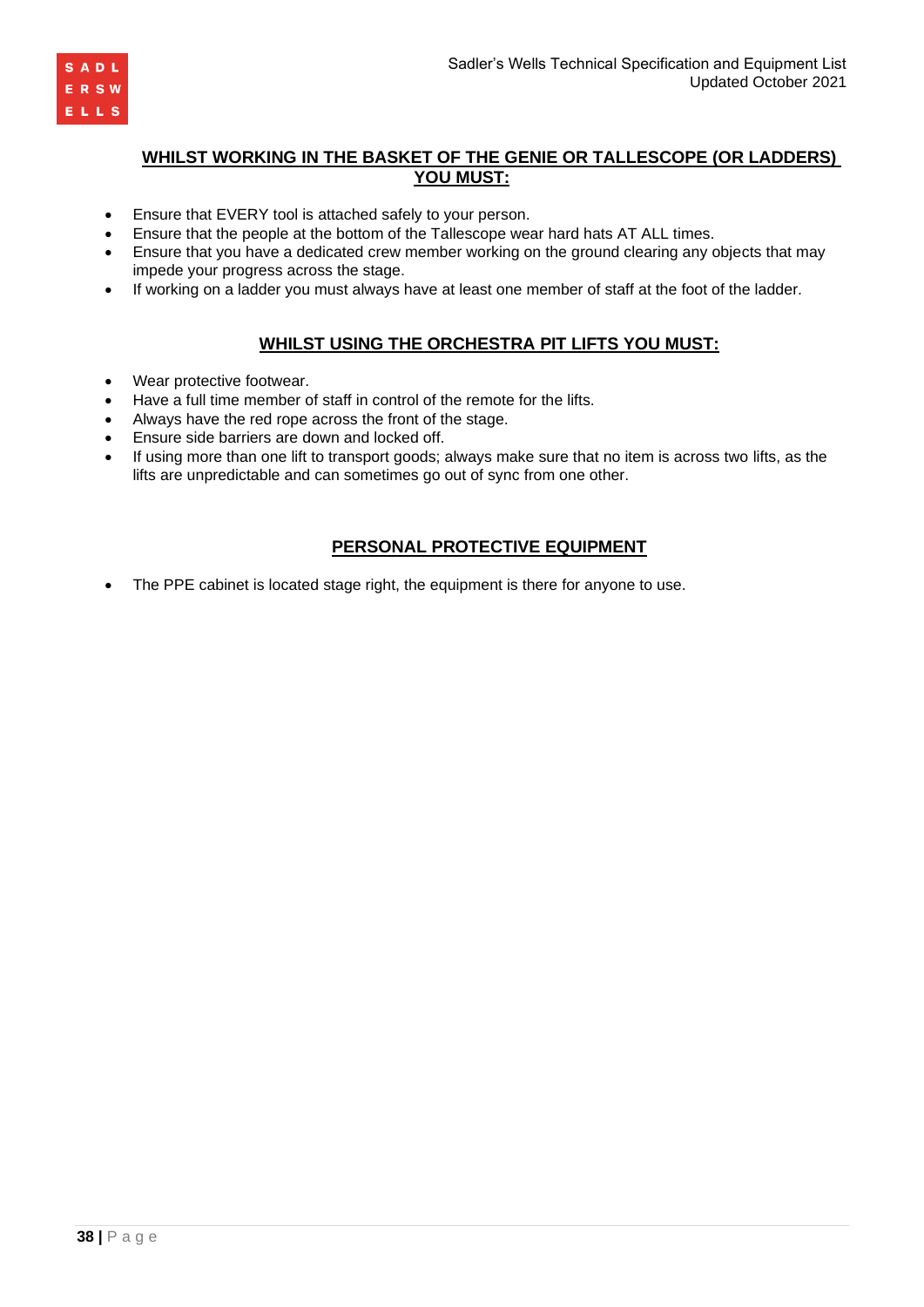## WHILST WORKING IN THE BASKET OF THE GENIE OR TALLESCOPE (OR LADDERS) YOU MUST:

- Ensure that EVERY tool is attached safely to your person.
- Ensure that the people at the bottom of the Tallescope wear hard hats AT ALL times.
- Ensure that you have a dedicated crew member working on the ground clearing any objects that may impede your progress across the stage.
- If working on a ladder you must always have at least one member of staff at the foot of the ladder.

## WHILST USING THE ORCHESTRA PIT LIFTS YOU MUST:

- Wear protective footwear.
- Have a full time member of staff in control of the remote for the lifts.
- Always have the red rope across the front of the stage.
- Ensure side barriers are down and locked off.
- If using more than one lift to transport goods; always make sure that no item is across two lifts, as the lifts are unpredictable and can sometimes go out of sync from one other.

## PERSONAL PROTECTIVE EQUIPMENT

- The PPE cabinet is located stage right, the equipment is there for anyone to use.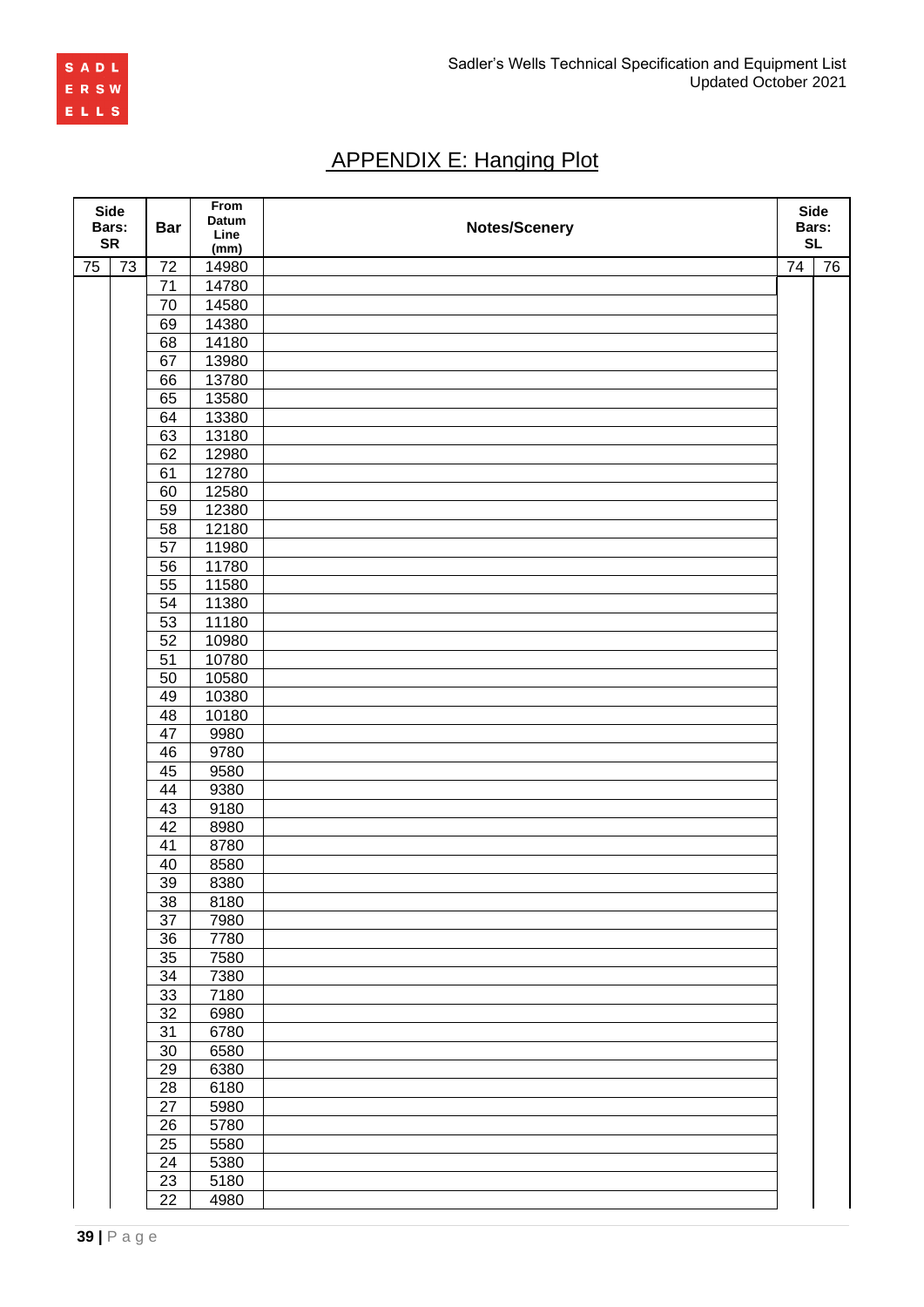# APPENDIX E: Hanging Plot

| Side Bars: SR | | Bar | From Datum Line (mm) | Notes/Scenery | Side Bars: SL | |
|---|---|---|---|---|---|---|
| 75 | 73 | 72 | 14980 | | 74 | 76 |
| | | 71 | 14780 | | | |
| | | 70 | 14580 | | | |
| | | 69 | 14380 | | | |
| | | 68 | 14180 | | | |
| | | 67 | 13980 | | | |
| | | 66 | 13780 | | | |
| | | 65 | 13580 | | | |
| | | 64 | 13380 | | | |
| | | 63 | 13180 | | | |
| | | 62 | 12980 | | | |
| | | 61 | 12780 | | | |
| | | 60 | 12580 | | | |
| | | 59 | 12380 | | | |
| | | 58 | 12180 | | | |
| | | 57 | 11980 | | | |
| | | 56 | 11780 | | | |
| | | 55 | 11580 | | | |
| | | 54 | 11380 | | | |
| | | 53 | 11180 | | | |
| | | 52 | 10980 | | | |
| | | 51 | 10780 | | | |
| | | 50 | 10580 | | | |
| | | 49 | 10380 | | | |
| | | 48 | 10180 | | | |
| | | 47 | 9980 | | | |
| | | 46 | 9780 | | | |
| | | 45 | 9580 | | | |
| | | 44 | 9380 | | | |
| | | 43 | 9180 | | | |
| | | 42 | 8980 | | | |
| | | 41 | 8780 | | | |
| | | 40 | 8580 | | | |
| | | 39 | 8380 | | | |
| | | 38 | 8180 | | | |
| | | 37 | 7980 | | | |
| | | 36 | 7780 | | | |
| | | 35 | 7580 | | | |
| | | 34 | 7380 | | | |
| | | 33 | 7180 | | | |
| | | 32 | 6980 | | | |
| | | 31 | 6780 | | | |
| | | 30 | 6580 | | | |
| | | 29 | 6380 | | | |
| | | 28 | 6180 | | | |
| | | 27 | 5980 | | | |
| | | 26 | 5780 | | | |
| | | 25 | 5580 | | | |
| | | 24 | 5380 | | | |
| | | 23 | 5180 | | | |
| | | 22 | 4980 | | | |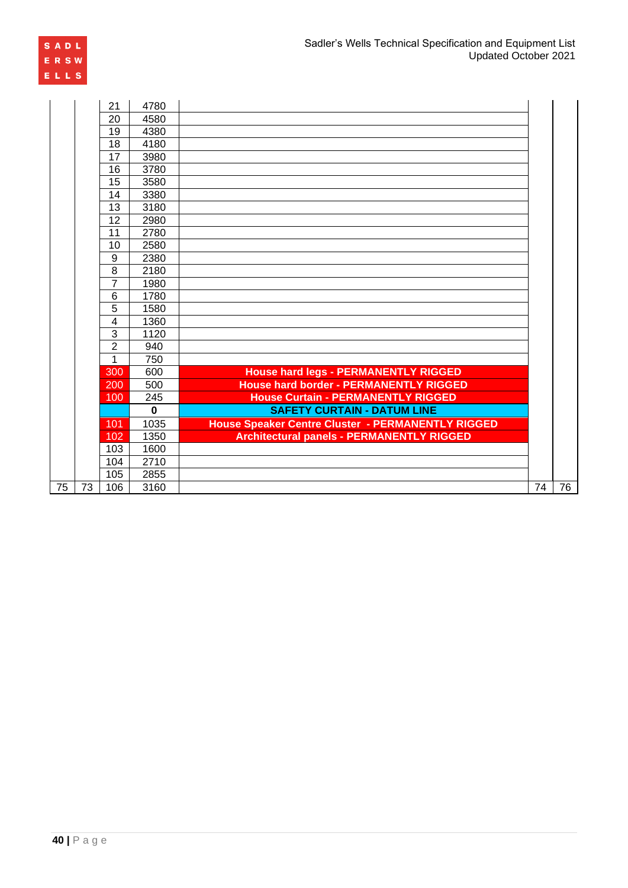|  |  | 21 | 4780 |  |  |  |
|---|---|---|---|---|---|---|
|  |  | 20 | 4580 |  |  |  |
|  |  | 19 | 4380 |  |  |  |
|  |  | 18 | 4180 |  |  |  |
|  |  | 17 | 3980 |  |  |  |
|  |  | 16 | 3780 |  |  |  |
|  |  | 15 | 3580 |  |  |  |
|  |  | 14 | 3380 |  |  |  |
|  |  | 13 | 3180 |  |  |  |
|  |  | 12 | 2980 |  |  |  |
|  |  | 11 | 2780 |  |  |  |
|  |  | 10 | 2580 |  |  |  |
|  |  | 9 | 2380 |  |  |  |
|  |  | 8 | 2180 |  |  |  |
|  |  | 7 | 1980 |  |  |  |
|  |  | 6 | 1780 |  |  |  |
|  |  | 5 | 1580 |  |  |  |
|  |  | 4 | 1360 |  |  |  |
|  |  | 3 | 1120 |  |  |  |
|  |  | 2 | 940 |  |  |  |
|  |  | 1 | 750 |  |  |  |
|  |  | 300 | 600 | **House hard legs - PERMANENTLY RIGGED** |  |  |
|  |  | 200 | 500 | **House hard border - PERMANENTLY RIGGED** |  |  |
|  |  | 100 | 245 | **House Curtain - PERMANENTLY RIGGED** |  |  |
|  |  |  | **0** | **SAFETY CURTAIN - DATUM LINE** |  |  |
|  |  | 101 | 1035 | **House Speaker Centre Cluster - PERMANENTLY RIGGED** |  |  |
|  |  | 102 | 1350 | **Architectural panels - PERMANENTLY RIGGED** |  |  |
|  |  | 103 | 1600 |  |  |  |
|  |  | 104 | 2710 |  |  |  |
|  |  | 105 | 2855 |  |  |  |
| 75 | 73 | 106 | 3160 |  | 74 | 76 |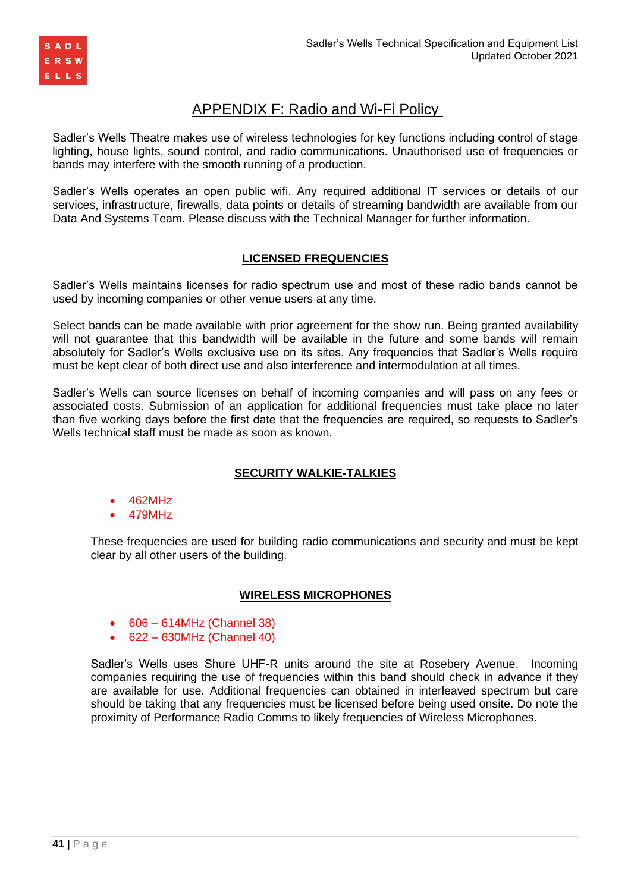# APPENDIX F: Radio and Wi-Fi Policy

Sadler's Wells Theatre makes use of wireless technologies for key functions including control of stage lighting, house lights, sound control, and radio communications. Unauthorised use of frequencies or bands may interfere with the smooth running of a production.

Sadler's Wells operates an open public wifi. Any required additional IT services or details of our services, infrastructure, firewalls, data points or details of streaming bandwidth are available from our Data And Systems Team. Please discuss with the Technical Manager for further information.

## LICENSED FREQUENCIES

Sadler's Wells maintains licenses for radio spectrum use and most of these radio bands cannot be used by incoming companies or other venue users at any time.

Select bands can be made available with prior agreement for the show run. Being granted availability will not guarantee that this bandwidth will be available in the future and some bands will remain absolutely for Sadler's Wells exclusive use on its sites. Any frequencies that Sadler's Wells require must be kept clear of both direct use and also interference and intermodulation at all times.

Sadler's Wells can source licenses on behalf of incoming companies and will pass on any fees or associated costs. Submission of an application for additional frequencies must take place no later than five working days before the first date that the frequencies are required, so requests to Sadler's Wells technical staff must be made as soon as known.

## SECURITY WALKIE-TALKIES

- 462MHz
- 479MHz

These frequencies are used for building radio communications and security and must be kept clear by all other users of the building.

## WIRELESS MICROPHONES

- 606 – 614MHz (Channel 38)
- 622 – 630MHz (Channel 40)

Sadler's Wells uses Shure UHF-R units around the site at Rosebery Avenue. Incoming companies requiring the use of frequencies within this band should check in advance if they are available for use. Additional frequencies can obtained in interleaved spectrum but care should be taking that any frequencies must be licensed before being used onsite. Do note the proximity of Performance Radio Comms to likely frequencies of Wireless Microphones.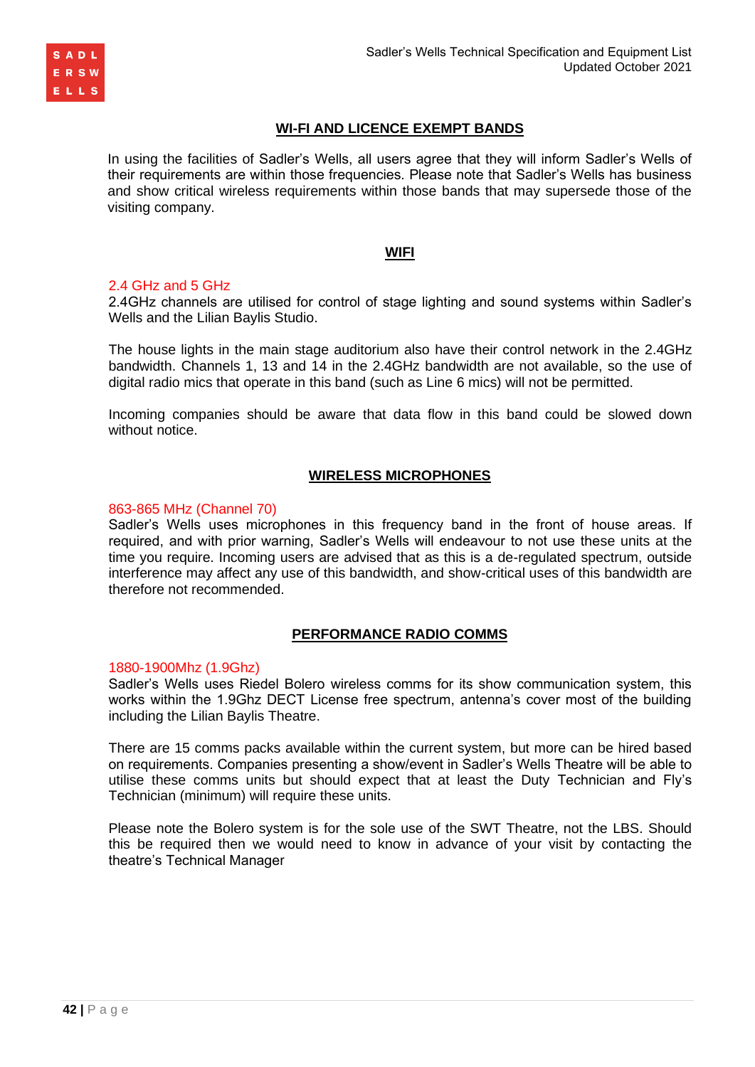## WI-FI AND LICENCE EXEMPT BANDS

In using the facilities of Sadler's Wells, all users agree that they will inform Sadler's Wells of their requirements are within those frequencies. Please note that Sadler's Wells has business and show critical wireless requirements within those bands that may supersede those of the visiting company.

## WIFI

### 2.4 GHz and 5 GHz

2.4GHz channels are utilised for control of stage lighting and sound systems within Sadler's Wells and the Lilian Baylis Studio.

The house lights in the main stage auditorium also have their control network in the 2.4GHz bandwidth. Channels 1, 13 and 14 in the 2.4GHz bandwidth are not available, so the use of digital radio mics that operate in this band (such as Line 6 mics) will not be permitted.

Incoming companies should be aware that data flow in this band could be slowed down without notice.

## WIRELESS MICROPHONES

### 863-865 MHz (Channel 70)

Sadler's Wells uses microphones in this frequency band in the front of house areas. If required, and with prior warning, Sadler's Wells will endeavour to not use these units at the time you require. Incoming users are advised that as this is a de-regulated spectrum, outside interference may affect any use of this bandwidth, and show-critical uses of this bandwidth are therefore not recommended.

## PERFORMANCE RADIO COMMS

### 1880-1900Mhz (1.9Ghz)

Sadler's Wells uses Riedel Bolero wireless comms for its show communication system, this works within the 1.9Ghz DECT License free spectrum, antenna's cover most of the building including the Lilian Baylis Theatre.

There are 15 comms packs available within the current system, but more can be hired based on requirements. Companies presenting a show/event in Sadler's Wells Theatre will be able to utilise these comms units but should expect that at least the Duty Technician and Fly's Technician (minimum) will require these units.

Please note the Bolero system is for the sole use of the SWT Theatre, not the LBS. Should this be required then we would need to know in advance of your visit by contacting the theatre's Technical Manager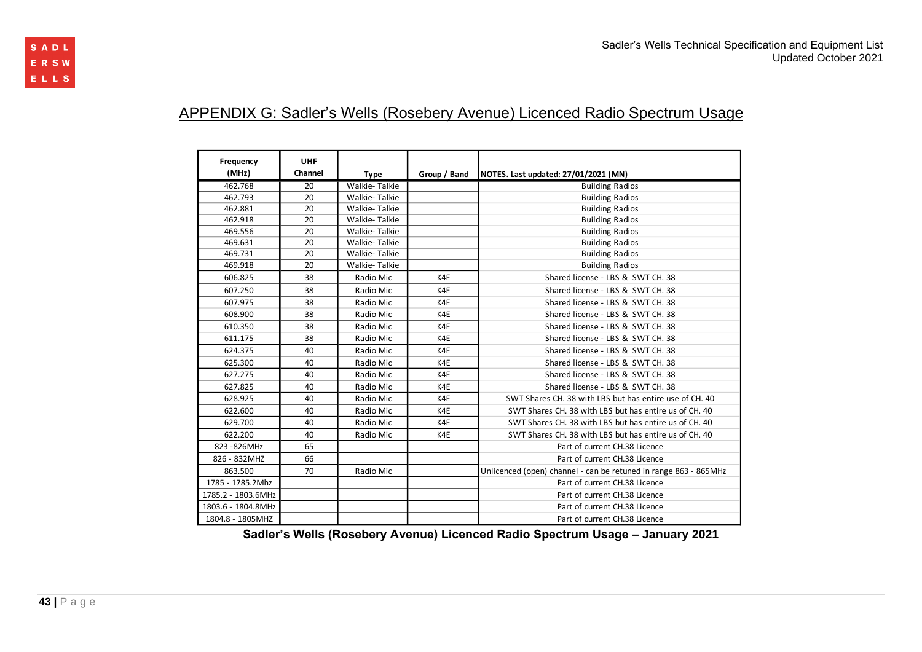# APPENDIX G: Sadler's Wells (Rosebery Avenue) Licenced Radio Spectrum Usage

| Frequency (MHz) | UHF Channel | Type | Group / Band | NOTES. Last updated: 27/01/2021 (MN) |
|---|---|---|---|---|
| 462.768 | 20 | Walkie- Talkie | | Building Radios |
| 462.793 | 20 | Walkie- Talkie | | Building Radios |
| 462.881 | 20 | Walkie- Talkie | | Building Radios |
| 462.918 | 20 | Walkie- Talkie | | Building Radios |
| 469.556 | 20 | Walkie- Talkie | | Building Radios |
| 469.631 | 20 | Walkie- Talkie | | Building Radios |
| 469.731 | 20 | Walkie- Talkie | | Building Radios |
| 469.918 | 20 | Walkie- Talkie | | Building Radios |
| 606.825 | 38 | Radio Mic | K4E | Shared license - LBS & SWT CH. 38 |
| 607.250 | 38 | Radio Mic | K4E | Shared license - LBS & SWT CH. 38 |
| 607.975 | 38 | Radio Mic | K4E | Shared license - LBS & SWT CH. 38 |
| 608.900 | 38 | Radio Mic | K4E | Shared license - LBS & SWT CH. 38 |
| 610.350 | 38 | Radio Mic | K4E | Shared license - LBS & SWT CH. 38 |
| 611.175 | 38 | Radio Mic | K4E | Shared license - LBS & SWT CH. 38 |
| 624.375 | 40 | Radio Mic | K4E | Shared license - LBS & SWT CH. 38 |
| 625.300 | 40 | Radio Mic | K4E | Shared license - LBS & SWT CH. 38 |
| 627.275 | 40 | Radio Mic | K4E | Shared license - LBS & SWT CH. 38 |
| 627.825 | 40 | Radio Mic | K4E | Shared license - LBS & SWT CH. 38 |
| 628.925 | 40 | Radio Mic | K4E | SWT Shares CH. 38 with LBS but has entire use of CH. 40 |
| 622.600 | 40 | Radio Mic | K4E | SWT Shares CH. 38 with LBS but has entire us of CH. 40 |
| 629.700 | 40 | Radio Mic | K4E | SWT Shares CH. 38 with LBS but has entire us of CH. 40 |
| 622.200 | 40 | Radio Mic | K4E | SWT Shares CH. 38 with LBS but has entire us of CH. 40 |
| 823 -826MHz | 65 | | | Part of current CH.38 Licence |
| 826 - 832MHZ | 66 | | | Part of current CH.38 Licence |
| 863.500 | 70 | Radio Mic | | Unlicenced (open) channel - can be retuned in range 863 - 865MHz |
| 1785 - 1785.2Mhz | | | | Part of current CH.38 Licence |
| 1785.2 - 1803.6MHz | | | | Part of current CH.38 Licence |
| 1803.6 - 1804.8MHz | | | | Part of current CH.38 Licence |
| 1804.8 - 1805MHZ | | | | Part of current CH.38 Licence |

**Sadler's Wells (Rosebery Avenue) Licenced Radio Spectrum Usage – January 2021**